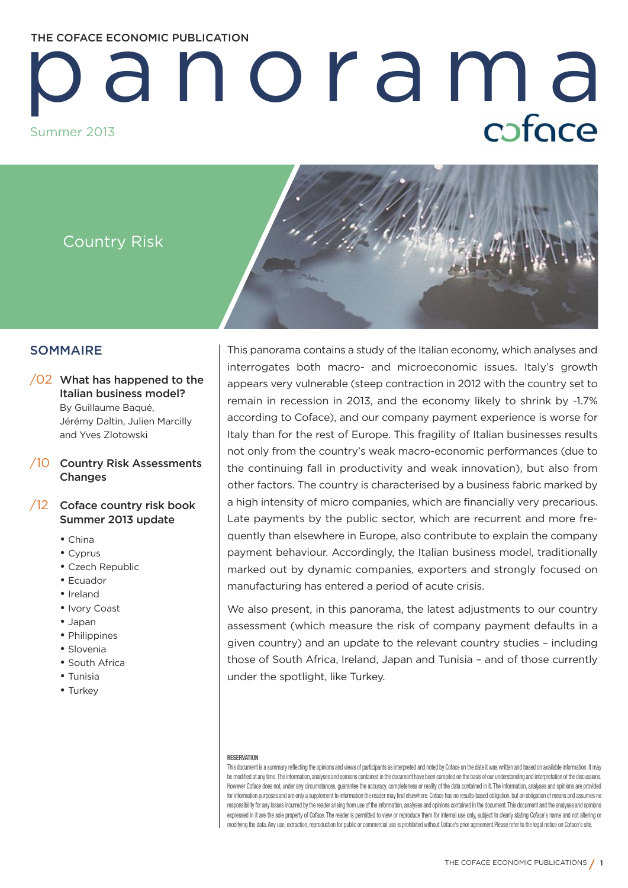THE COFACE ECONOMIC PUBLICATION

# panorama

Summer 2013

coface

## Country Risk

## SOMMAIRE

/02 **What has happened to the Italian business model?**
By Guillaume Baqué, Jérémy Daltin, Julien Marcilly and Yves Zlotowski

/10 **Country Risk Assessments Changes**

/12 **Coface country risk book Summer 2013 update**

- China
- Cyprus
- Czech Republic
- Ecuador
- Ireland
- Ivory Coast
- Japan
- Philippines
- Slovenia
- South Africa
- Tunisia
- Turkey

This panorama contains a study of the Italian economy, which analyses and interrogates both macro- and microeconomic issues. Italy's growth appears very vulnerable (steep contraction in 2012 with the country set to remain in recession in 2013, and the economy likely to shrink by -1.7% according to Coface), and our company payment experience is worse for Italy than for the rest of Europe. This fragility of Italian businesses results not only from the country's weak macro-economic performances (due to the continuing fall in productivity and weak innovation), but also from other factors. The country is characterised by a business fabric marked by a high intensity of micro companies, which are financially very precarious. Late payments by the public sector, which are recurrent and more frequently than elsewhere in Europe, also contribute to explain the company payment behaviour. Accordingly, the Italian business model, traditionally marked out by dynamic companies, exporters and strongly focused on manufacturing has entered a period of acute crisis.

We also present, in this panorama, the latest adjustments to our country assessment (which measure the risk of company payment defaults in a given country) and an update to the relevant country studies – including those of South Africa, Ireland, Japan and Tunisia – and of those currently under the spotlight, like Turkey.

**RESERVATION**

This document is a summary reflecting the opinions and views of participants as interpreted and noted by Coface on the date it was written and based on available information. It may be modified at any time. The information, analyses and opinions contained in the document have been compiled on the basis of our understanding and interpretation of the discussions. However Coface does not, under any circumstances, guarantee the accuracy, completeness or reality of the data contained in it. The information, analyses and opinions are provided for information purposes and are only a supplement to information the reader may find elsewhere. Coface has no results-based obligation, but an obligation of means and assumes no responsibility for any losses incurred by the reader arising from use of the information, analyses and opinions contained in the document. This document and the analyses and opinions expressed in it are the sole property of Coface. The reader is permitted to view or reproduce them for internal use only, subject to clearly stating Coface's name and not altering or modifying the data. Any use, extraction, reproduction for public or commercial use is prohibited without Coface's prior agreement. Please refer to the legal notice on Coface's site.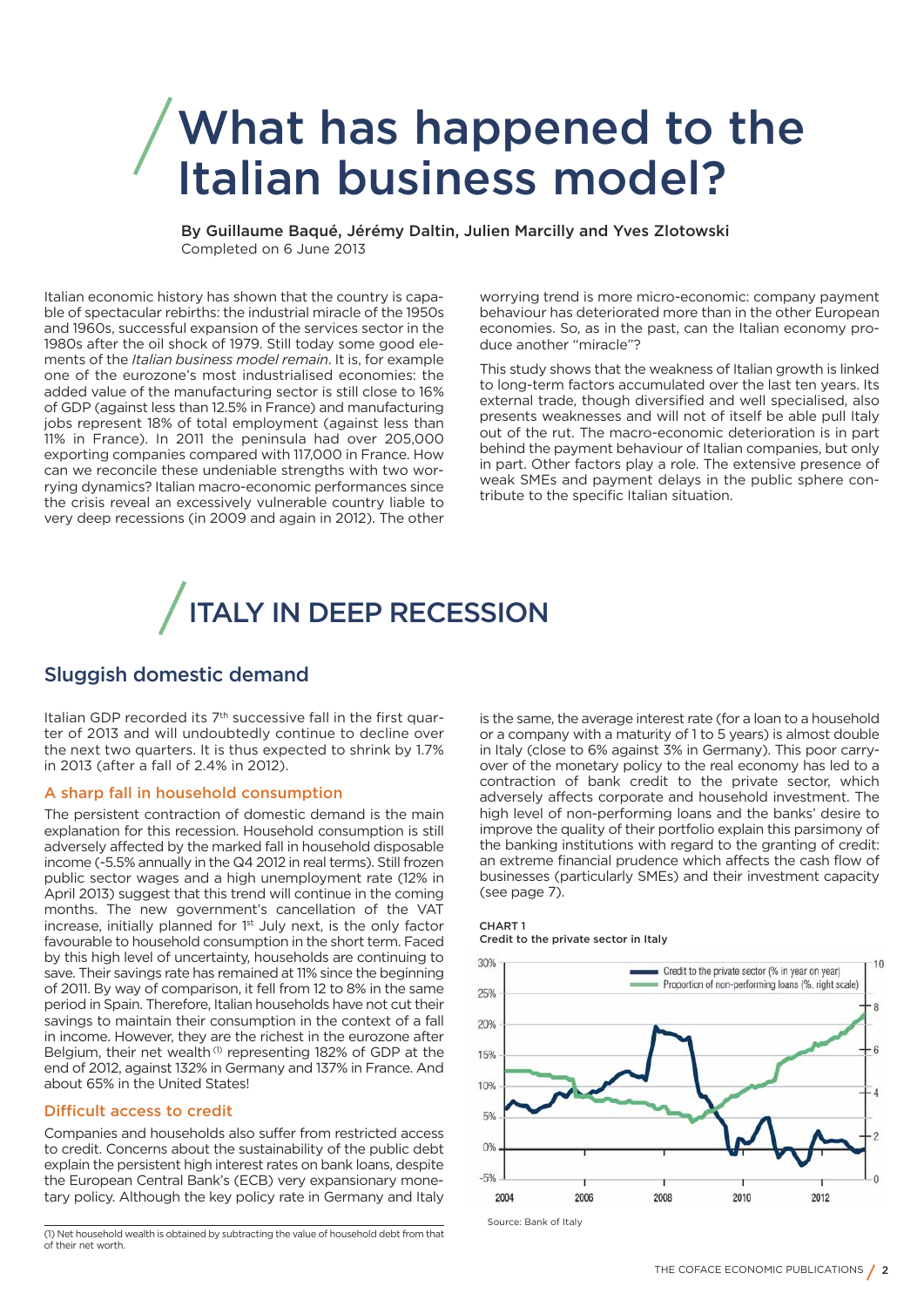# What has happened to the Italian business model?

**By Guillaume Baqué, Jérémy Daltin, Julien Marcilly and Yves Zlotowski**
Completed on 6 June 2013

Italian economic history has shown that the country is capable of spectacular rebirths: the industrial miracle of the 1950s and 1960s, successful expansion of the services sector in the 1980s after the oil shock of 1979. Still today some good elements of the *Italian business model remain*. It is, for example one of the eurozone's most industrialised economies: the added value of the manufacturing sector is still close to 16% of GDP (against less than 12.5% in France) and manufacturing jobs represent 18% of total employment (against less than 11% in France). In 2011 the peninsula had over 205,000 exporting companies compared with 117,000 in France. How can we reconcile these undeniable strengths with two worrying dynamics? Italian macro-economic performances since the crisis reveal an excessively vulnerable country liable to very deep recessions (in 2009 and again in 2012). The other worrying trend is more micro-economic: company payment behaviour has deteriorated more than in the other European economies. So, as in the past, can the Italian economy produce another "miracle"?

This study shows that the weakness of Italian growth is linked to long-term factors accumulated over the last ten years. Its external trade, though diversified and well specialised, also presents weaknesses and will not of itself be able pull Italy out of the rut. The macro-economic deterioration is in part behind the payment behaviour of Italian companies, but only in part. Other factors play a role. The extensive presence of weak SMEs and payment delays in the public sphere contribute to the specific Italian situation.

# ITALY IN DEEP RECESSION

## Sluggish domestic demand

Italian GDP recorded its 7th successive fall in the first quarter of 2013 and will undoubtedly continue to decline over the next two quarters. It is thus expected to shrink by 1.7% in 2013 (after a fall of 2.4% in 2012).

### A sharp fall in household consumption

The persistent contraction of domestic demand is the main explanation for this recession. Household consumption is still adversely affected by the marked fall in household disposable income (-5.5% annually in the Q4 2012 in real terms). Still frozen public sector wages and a high unemployment rate (12% in April 2013) suggest that this trend will continue in the coming months. The new government's cancellation of the VAT increase, initially planned for 1st July next, is the only factor favourable to household consumption in the short term. Faced by this high level of uncertainty, households are continuing to save. Their savings rate has remained at 11% since the beginning of 2011. By way of comparison, it fell from 12 to 8% in the same period in Spain. Therefore, Italian households have not cut their savings to maintain their consumption in the context of a fall in income. However, they are the richest in the eurozone after Belgium, their net wealth [1] representing 182% of GDP at the end of 2012, against 132% in Germany and 137% in France. And about 65% in the United States!

### Difficult access to credit

Companies and households also suffer from restricted access to credit. Concerns about the sustainability of the public debt explain the persistent high interest rates on bank loans, despite the European Central Bank's (ECB) very expansionary monetary policy. Although the key policy rate in Germany and Italy is the same, the average interest rate (for a loan to a household or a company with a maturity of 1 to 5 years) is almost double in Italy (close to 6% against 3% in Germany). This poor carry-over of the monetary policy to the real economy has led to a contraction of bank credit to the private sector, which adversely affects corporate and household investment. The high level of non-performing loans and the banks' desire to improve the quality of their portfolio explain this parsimony of the banking institutions with regard to the granting of credit: an extreme financial prudence which affects the cash flow of businesses (particularly SMEs) and their investment capacity (see page 7).

CHART 1
Credit to the private sector in Italy

Source: Bank of Italy

(1) Net household wealth is obtained by subtracting the value of household debt from that of their net worth.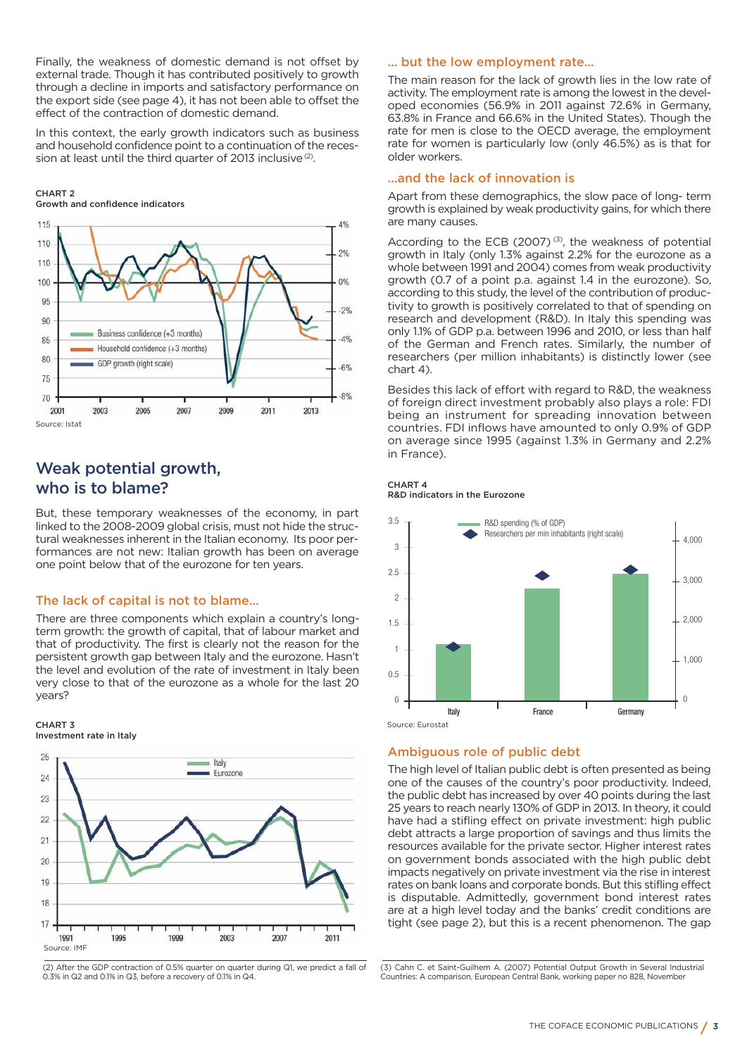Finally, the weakness of domestic demand is not offset by external trade. Though it has contributed positively to growth through a decline in imports and satisfactory performance on the export side (see page 4), it has not been able to offset the effect of the contraction of domestic demand.

In this context, the early growth indicators such as business and household confidence point to a continuation of the recession at least until the third quarter of 2013 inclusive [2].

**CHART 2**
**Growth and confidence indicators**

Source: Istat

## Weak potential growth, who is to blame?

But, these temporary weaknesses of the economy, in part linked to the 2008-2009 global crisis, must not hide the structural weaknesses inherent in the Italian economy. Its poor performances are not new: Italian growth has been on average one point below that of the eurozone for ten years.

### The lack of capital is not to blame...

There are three components which explain a country's long-term growth: the growth of capital, that of labour market and that of productivity. The first is clearly not the reason for the persistent growth gap between Italy and the eurozone. Hasn't the level and evolution of the rate of investment in Italy been very close to that of the eurozone as a whole for the last 20 years?

**CHART 3**
**Investment rate in Italy**

Source: IMF

### ... but the low employment rate...

The main reason for the lack of growth lies in the low rate of activity. The employment rate is among the lowest in the developed economies (56.9% in 2011 against 72.6% in Germany, 63.8% in France and 66.6% in the United States). Though the rate for men is close to the OECD average, the employment rate for women is particularly low (only 46.5%) as is that for older workers.

### ...and the lack of innovation is

Apart from these demographics, the slow pace of long- term growth is explained by weak productivity gains, for which there are many causes.

According to the ECB (2007) [3], the weakness of potential growth in Italy (only 1.3% against 2.2% for the eurozone as a whole between 1991 and 2004) comes from weak productivity growth (0.7 of a point p.a. against 1.4 in the eurozone). So, according to this study, the level of the contribution of productivity to growth is positively correlated to that of spending on research and development (R&D). In Italy this spending was only 1.1% of GDP p.a. between 1996 and 2010, or less than half of the German and French rates. Similarly, the number of researchers (per million inhabitants) is distinctly lower (see chart 4).

Besides this lack of effort with regard to R&D, the weakness of foreign direct investment probably also plays a role: FDI being an instrument for spreading innovation between countries. FDI inflows have amounted to only 0.9% of GDP on average since 1995 (against 1.3% in Germany and 2.2% in France).

**CHART 4**
**R&D indicators in the Eurozone**

Source: Eurostat

### Ambiguous role of public debt

The high level of Italian public debt is often presented as being one of the causes of the country's poor productivity. Indeed, the public debt has increased by over 40 points during the last 25 years to reach nearly 130% of GDP in 2013. In theory, it could have had a stifling effect on private investment: high public debt attracts a large proportion of savings and thus limits the resources available for the private sector. Higher interest rates on government bonds associated with the high public debt impacts negatively on private investment via the rise in interest rates on bank loans and corporate bonds. But this stifling effect is disputable. Admittedly, government bond interest rates are at a high level today and the banks' credit conditions are tight (see page 2), but this is a recent phenomenon. The gap

(2) After the GDP contraction of 0.5% quarter on quarter during Q1, we predict a fall of 0.3% in Q2 and 0.1% in Q3, before a recovery of 0.1% in Q4.

(3) Cahn C. et Saint-Guilhem A. (2007) Potential Output Growth in Several Industrial Countries: A comparison, European Central Bank, working paper no 828, November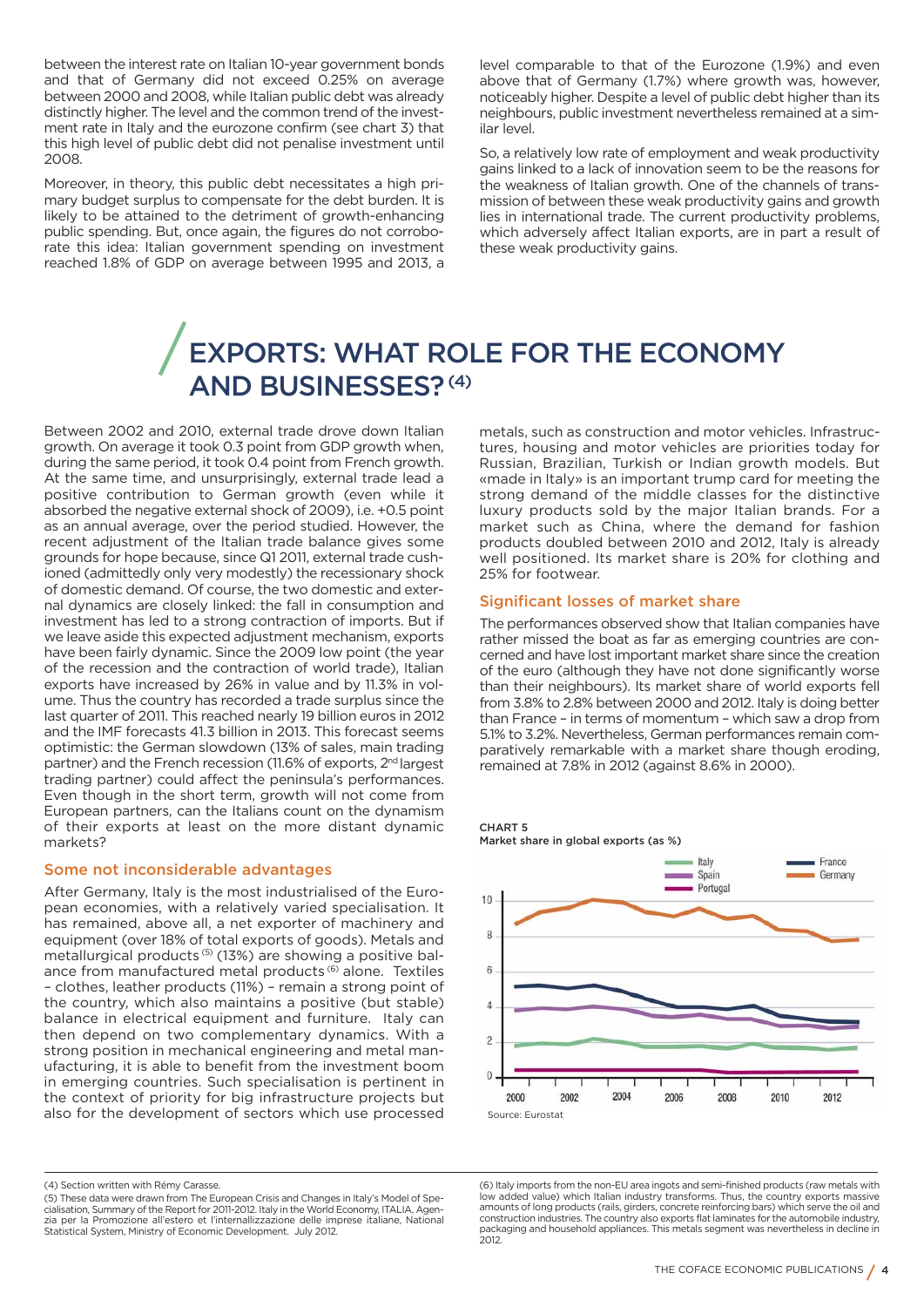between the interest rate on Italian 10-year government bonds and that of Germany did not exceed 0.25% on average between 2000 and 2008, while Italian public debt was already distinctly higher. The level and the common trend of the investment rate in Italy and the eurozone confirm (see chart 3) that this high level of public debt did not penalise investment until 2008.

Moreover, in theory, this public debt necessitates a high primary budget surplus to compensate for the debt burden. It is likely to be attained to the detriment of growth-enhancing public spending. But, once again, the figures do not corroborate this idea: Italian government spending on investment reached 1.8% of GDP on average between 1995 and 2013, a level comparable to that of the Eurozone (1.9%) and even above that of Germany (1.7%) where growth was, however, noticeably higher. Despite a level of public debt higher than its neighbours, public investment nevertheless remained at a similar level.

So, a relatively low rate of employment and weak productivity gains linked to a lack of innovation seem to be the reasons for the weakness of Italian growth. One of the channels of transmission of between these weak productivity gains and growth lies in international trade. The current productivity problems, which adversely affect Italian exports, are in part a result of these weak productivity gains.

# EXPORTS: WHAT ROLE FOR THE ECONOMY AND BUSINESSES? (4)

Between 2002 and 2010, external trade drove down Italian growth. On average it took 0.3 point from GDP growth when, during the same period, it took 0.4 point from French growth. At the same time, and unsurprisingly, external trade lead a positive contribution to German growth (even while it absorbed the negative external shock of 2009), i.e. +0.5 point as an annual average, over the period studied. However, the recent adjustment of the Italian trade balance gives some grounds for hope because, since Q1 2011, external trade cushioned (admittedly only very modestly) the recessionary shock of domestic demand. Of course, the two domestic and external dynamics are closely linked: the fall in consumption and investment has led to a strong contraction of imports. But if we leave aside this expected adjustment mechanism, exports have been fairly dynamic. Since the 2009 low point (the year of the recession and the contraction of world trade), Italian exports have increased by 26% in value and by 11.3% in volume. Thus the country has recorded a trade surplus since the last quarter of 2011. This reached nearly 19 billion euros in 2012 and the IMF forecasts 41.3 billion in 2013. This forecast seems optimistic: the German slowdown (13% of sales, main trading partner) and the French recession (11.6% of exports, 2nd largest trading partner) could affect the peninsula's performances. Even though in the short term, growth will not come from European partners, can the Italians count on the dynamism of their exports at least on the more distant dynamic markets?

## Some not inconsiderable advantages

After Germany, Italy is the most industrialised of the European economies, with a relatively varied specialisation. It has remained, above all, a net exporter of machinery and equipment (over 18% of total exports of goods). Metals and metallurgical products [5] (13%) are showing a positive balance from manufactured metal products [6] alone. Textiles – clothes, leather products (11%) – remain a strong point of the country, which also maintains a positive (but stable) balance in electrical equipment and furniture. Italy can then depend on two complementary dynamics. With a strong position in mechanical engineering and metal manufacturing, it is able to benefit from the investment boom in emerging countries. Such specialisation is pertinent in the context of priority for big infrastructure projects but also for the development of sectors which use processed metals, such as construction and motor vehicles. Infrastructures, housing and motor vehicles are priorities today for Russian, Brazilian, Turkish or Indian growth models. But «made in Italy» is an important trump card for meeting the strong demand of the middle classes for the distinctive luxury products sold by the major Italian brands. For a market such as China, where the demand for fashion products doubled between 2010 and 2012, Italy is already well positioned. Its market share is 20% for clothing and 25% for footwear.

## Significant losses of market share

The performances observed show that Italian companies have rather missed the boat as far as emerging countries are concerned and have lost important market share since the creation of the euro (although they have not done significantly worse than their neighbours). Its market share of world exports fell from 3.8% to 2.8% between 2000 and 2012. Italy is doing better than France – in terms of momentum – which saw a drop from 5.1% to 3.2%. Nevertheless, German performances remain comparatively remarkable with a market share though eroding, remained at 7.8% in 2012 (against 8.6% in 2000).

CHART 5
Market share in global exports (as %)

Source: Eurostat

(4) Section written with Rémy Carasse.

(5) These data were drawn from The European Crisis and Changes in Italy's Model of Specialisation, Summary of the Report for 2011-2012. Italy in the World Economy, ITALIA, Agenzia per la Promozione all'estero et l'internallizzazione delle imprese italiane, National Statistical System, Ministry of Economic Development. July 2012.

(6) Italy imports from the non-EU area ingots and semi-finished products (raw metals with low added value) which Italian industry transforms. Thus, the country exports massive amounts of long products (rails, girders, concrete reinforcing bars) which serve the oil and construction industries. The country also exports flat laminates for the automobile industry, packaging and household appliances. This metals segment was nevertheless in decline in 2012.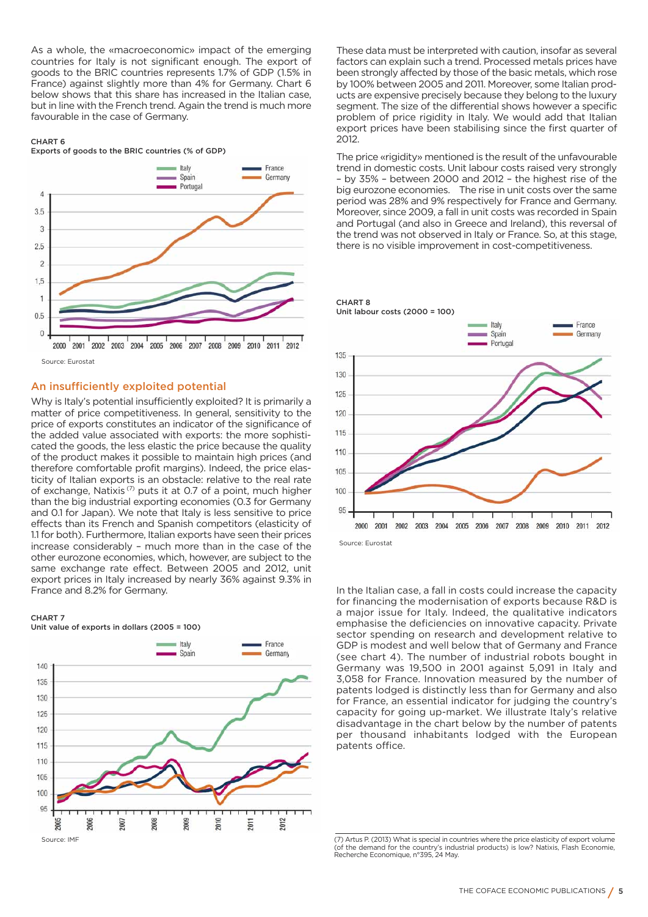As a whole, the «macroeconomic» impact of the emerging countries for Italy is not significant enough. The export of goods to the BRIC countries represents 1.7% of GDP (1.5% in France) against slightly more than 4% for Germany. Chart 6 below shows that this share has increased in the Italian case, but in line with the French trend. Again the trend is much more favourable in the case of Germany.

**CHART 6**
**Exports of goods to the BRIC countries (% of GDP)**

Source: Eurostat

## An insufficiently exploited potential

Why is Italy's potential insufficiently exploited? It is primarily a matter of price competitiveness. In general, sensitivity to the price of exports constitutes an indicator of the significance of the added value associated with exports: the more sophisticated the goods, the less elastic the price because the quality of the product makes it possible to maintain high prices (and therefore comfortable profit margins). Indeed, the price elasticity of Italian exports is an obstacle: relative to the real rate of exchange, Natixis [7] puts it at 0.7 of a point, much higher than the big industrial exporting economies (0.3 for Germany and 0.1 for Japan). We note that Italy is less sensitive to price effects than its French and Spanish competitors (elasticity of 1.1 for both). Furthermore, Italian exports have seen their prices increase considerably – much more than in the case of the other eurozone economies, which, however, are subject to the same exchange rate effect. Between 2005 and 2012, unit export prices in Italy increased by nearly 36% against 9.3% in France and 8.2% for Germany.

**CHART 7**
**Unit value of exports in dollars (2005 = 100)**

Source: IMF

These data must be interpreted with caution, insofar as several factors can explain such a trend. Processed metals prices have been strongly affected by those of the basic metals, which rose by 100% between 2005 and 2011. Moreover, some Italian products are expensive precisely because they belong to the luxury segment. The size of the differential shows however a specific problem of price rigidity in Italy. We would add that Italian export prices have been stabilising since the first quarter of 2012.

The price «rigidity» mentioned is the result of the unfavourable trend in domestic costs. Unit labour costs raised very strongly – by 35% – between 2000 and 2012 – the highest rise of the big eurozone economies. The rise in unit costs over the same period was 28% and 9% respectively for France and Germany. Moreover, since 2009, a fall in unit costs was recorded in Spain and Portugal (and also in Greece and Ireland), this reversal of the trend was not observed in Italy or France. So, at this stage, there is no visible improvement in cost-competitiveness.

**CHART 8**
**Unit labour costs (2000 = 100)**

Source: Eurostat

In the Italian case, a fall in costs could increase the capacity for financing the modernisation of exports because R&D is a major issue for Italy. Indeed, the qualitative indicators emphasise the deficiencies on innovative capacity. Private sector spending on research and development relative to GDP is modest and well below that of Germany and France (see chart 4). The number of industrial robots bought in Germany was 19,500 in 2001 against 5,091 in Italy and 3,058 for France. Innovation measured by the number of patents lodged is distinctly less than for Germany and also for France, an essential indicator for judging the country's capacity for going up-market. We illustrate Italy's relative disadvantage in the chart below by the number of patents per thousand inhabitants lodged with the European patents office.

(7) Artus P. (2013) What is special in countries where the price elasticity of export volume (of the demand for the country's industrial products) is low? Natixis, Flash Economie, Recherche Economique, n°395, 24 May.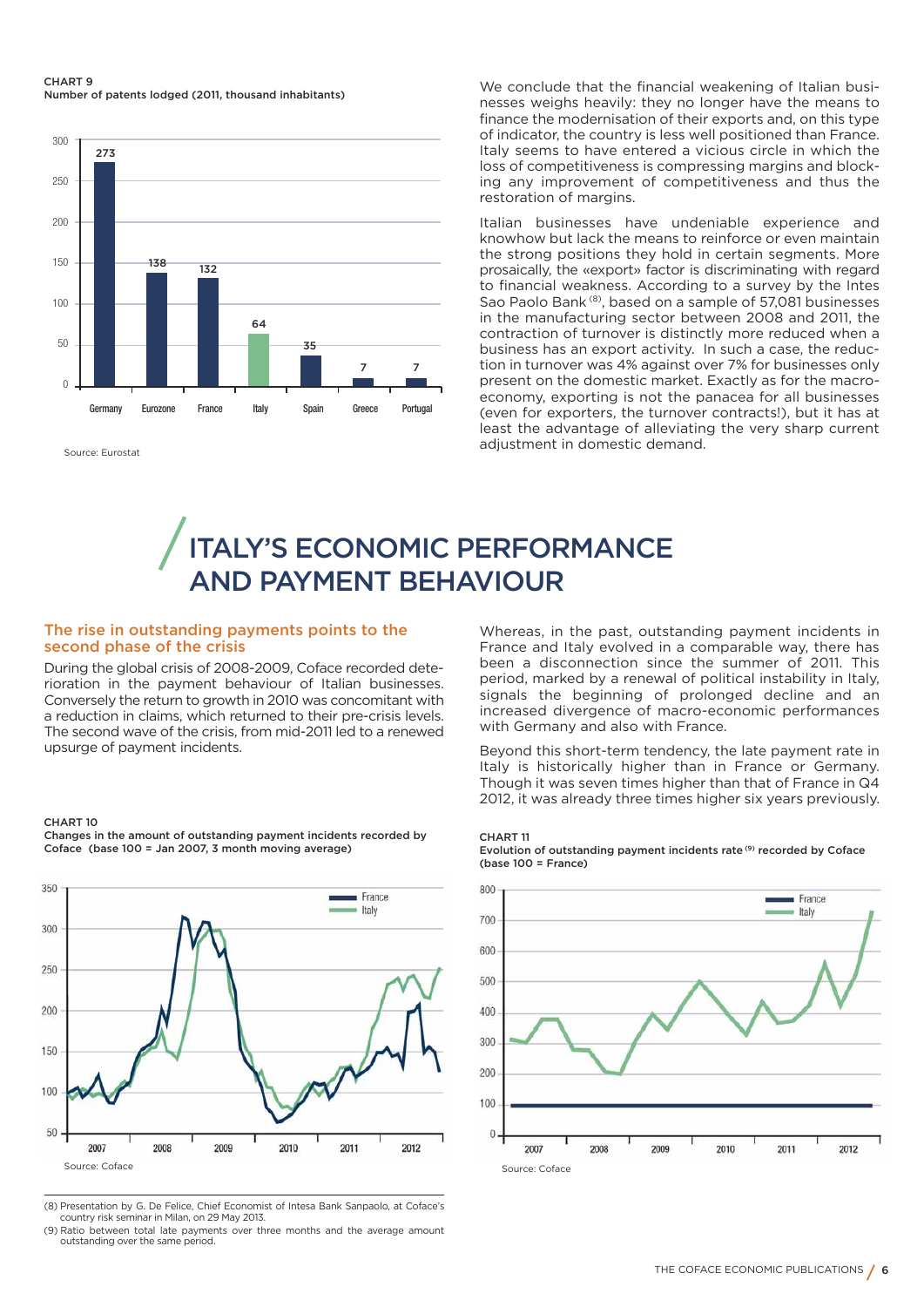CHART 9
Number of patents lodged (2011, thousand inhabitants)

| Germany | Eurozone | France | Italy | Spain | Greece | Portugal |
|---|---|---|---|---|---|---|
| 273 | 138 | 132 | 64 | 35 | 7 | 7 |

Source: Eurostat

We conclude that the financial weakening of Italian businesses weighs heavily: they no longer have the means to finance the modernisation of their exports and, on this type of indicator, the country is less well positioned than France. Italy seems to have entered a vicious circle in which the loss of competitiveness is compressing margins and blocking any improvement of competitiveness and thus the restoration of margins.

Italian businesses have undeniable experience and knowhow but lack the means to reinforce or even maintain the strong positions they hold in certain segments. More prosaically, the «export» factor is discriminating with regard to financial weakness. According to a survey by the Intes Sao Paolo Bank [8], based on a sample of 57,081 businesses in the manufacturing sector between 2008 and 2011, the contraction of turnover is distinctly more reduced when a business has an export activity. In such a case, the reduction in turnover was 4% against over 7% for businesses only present on the domestic market. Exactly as for the macroeconomy, exporting is not the panacea for all businesses (even for exporters, the turnover contracts!), but it has at least the advantage of alleviating the very sharp current adjustment in domestic demand.

# ITALY'S ECONOMIC PERFORMANCE AND PAYMENT BEHAVIOUR

## The rise in outstanding payments points to the second phase of the crisis

During the global crisis of 2008-2009, Coface recorded deterioration in the payment behaviour of Italian businesses. Conversely the return to growth in 2010 was concomitant with a reduction in claims, which returned to their pre-crisis levels. The second wave of the crisis, from mid-2011 led to a renewed upsurge of payment incidents.

Whereas, in the past, outstanding payment incidents in France and Italy evolved in a comparable way, there has been a disconnection since the summer of 2011. This period, marked by a renewal of political instability in Italy, signals the beginning of prolonged decline and an increased divergence of macro-economic performances with Germany and also with France.

Beyond this short-term tendency, the late payment rate in Italy is historically higher than in France or Germany. Though it was seven times higher than that of France in Q4 2012, it was already three times higher six years previously.

CHART 10
Changes in the amount of outstanding payment incidents recorded by Coface (base 100 = Jan 2007, 3 month moving average)

Source: Coface

CHART 11
Evolution of outstanding payment incidents rate [9] recorded by Coface (base 100 = France)

Source: Coface

(8) Presentation by G. De Felice, Chief Economist of Intesa Bank Sanpaolo, at Coface's country risk seminar in Milan, on 29 May 2013.

(9) Ratio between total late payments over three months and the average amount outstanding over the same period.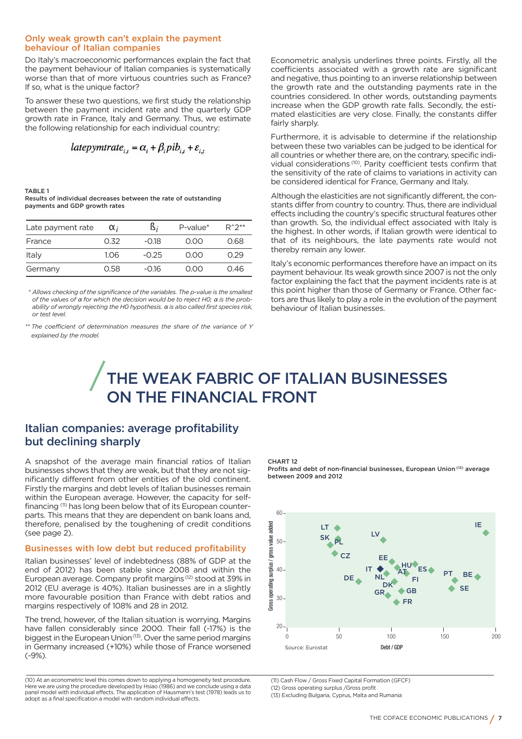### Only weak growth can't explain the payment behaviour of Italian companies

Do Italy's macroeconomic performances explain the fact that the payment behaviour of Italian companies is systematically worse than that of more virtuous countries such as France? If so, what is the unique factor?

To answer these two questions, we first study the relationship between the payment incident rate and the quarterly GDP growth rate in France, Italy and Germany. Thus, we estimate the following relationship for each individual country:

$$latepymtrate_{i,t} = \alpha_i + \beta_i pib_{i,t} + \varepsilon_{i,t}$$

**TABLE 1**
**Results of individual decreases between the rate of outstanding payments and GDP growth rates**

| Late payment rate | $\alpha_i$ | $\beta_i$ | P-value* | R^2** |
|---|---|---|---|---|
| France | 0.32 | -0.18 | 0.00 | 0.68 |
| Italy | 1.06 | -0.25 | 0.00 | 0.29 |
| Germany | 0.58 | -0.16 | 0.00 | 0.46 |

*\* Allows checking of the significance of the variables. The p-value is the smallest of the values of α for which the decision would be to reject H0; α is the probability of wrongly rejecting the H0 hypothesis. α is also called first species risk, or test level.*

*\*\* The coefficient of determination measures the share of the variance of Y explained by the model.*

Econometric analysis underlines three points. Firstly, all the coefficients associated with a growth rate are significant and negative, thus pointing to an inverse relationship between the growth rate and the outstanding payments rate in the countries considered. In other words, outstanding payments increase when the GDP growth rate falls. Secondly, the estimated elasticities are very close. Finally, the constants differ fairly sharply.

Furthermore, it is advisable to determine if the relationship between these two variables can be judged to be identical for all countries or whether there are, on the contrary, specific individual considerations [10]. Parity coefficient tests confirm that the sensitivity of the rate of claims to variations in activity can be considered identical for France, Germany and Italy.

Although the elasticities are not significantly different, the constants differ from country to country. Thus, there are individual effects including the country's specific structural features other than growth. So, the individual effect associated with Italy is the highest. In other words, if Italian growth were identical to that of its neighbours, the late payments rate would not thereby remain any lower.

Italy's economic performances therefore have an impact on its payment behaviour. Its weak growth since 2007 is not the only factor explaining the fact that the payment incidents rate is at this point higher than those of Germany or France. Other factors are thus likely to play a role in the evolution of the payment behaviour of Italian businesses.

# THE WEAK FABRIC OF ITALIAN BUSINESSES ON THE FINANCIAL FRONT

## Italian companies: average profitability but declining sharply

A snapshot of the average main financial ratios of Italian businesses shows that they are weak, but that they are not significantly different from other entities of the old continent. Firstly the margins and debt levels of Italian businesses remain within the European average. However, the capacity for self-financing [11] has long been below that of its European counterparts. This means that they are dependent on bank loans and, therefore, penalised by the toughening of credit conditions (see page 2).

### Businesses with low debt but reduced profitability

Italian businesses' level of indebtedness (88% of GDP at the end of 2012) has been stable since 2008 and within the European average. Company profit margins [12] stood at 39% in 2012 (EU average is 40%). Italian businesses are in a slightly more favourable position than France with debt ratios and margins respectively of 108% and 28 in 2012.

The trend, however, of the Italian situation is worrying. Margins have fallen considerably since 2000. Their fall (-17%) is the biggest in the European Union [13]. Over the same period margins in Germany increased (+10%) while those of France worsened (-9%).

**CHART 12**
**Profits and debt of non-financial businesses, European Union [13] average between 2009 and 2012**

Scatter chart — y-axis: Gross operating surplus / gross value added (20–60); x-axis: Debt / GDP (0–200). Points labelled: LT, SK, PL, CZ, LV, IE, EE, IT, HU, AT, ES, NL, FI, DE, DK, PT, BE, GR, GB, SE, FR.

Source: Eurostat

(10) At an econometric level this comes down to applying a homogeneity test procedure. Here we are using the procedure developed by Hsiao (1986) and we conclude using a data panel model with individual effects. The application of Hausmann's test (1978) leads us to adopt as a final specification a model with random individual effects.

(11) Cash Flow / Gross Fixed Capital Formation (GFCF)
(12) Gross operating surplus /Gross profit
(13) Excluding Bulgaria, Cyprus, Malta and Rumania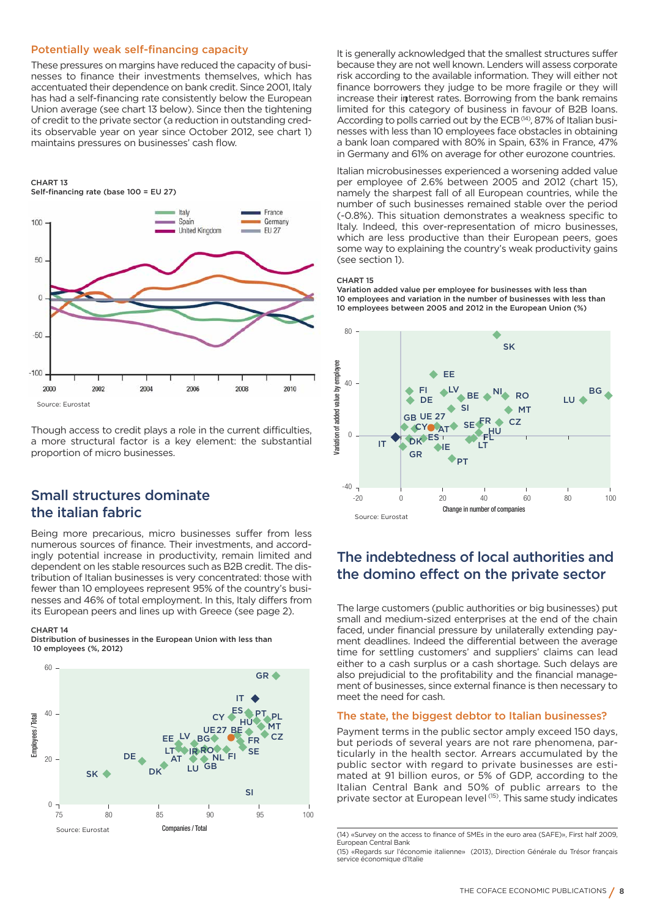### Potentially weak self-financing capacity

These pressures on margins have reduced the capacity of businesses to finance their investments themselves, which has accentuated their dependence on bank credit. Since 2001, Italy has had a self-financing rate consistently below the European Union average (see chart 13 below). Since then the tightening of credit to the private sector (a reduction in outstanding credits observable year on year since October 2012, see chart 1) maintains pressures on businesses' cash flow.

CHART 13
Self-financing rate (base 100 = EU 27)

Source: Eurostat

Though access to credit plays a role in the current difficulties, a more structural factor is a key element: the substantial proportion of micro businesses.

## Small structures dominate the italian fabric

Being more precarious, micro businesses suffer from less numerous sources of finance. Their investments, and accordingly potential increase in productivity, remain limited and dependent on les stable resources such as B2B credit. The distribution of Italian businesses is very concentrated: those with fewer than 10 employees represent 95% of the country's businesses and 46% of total employment. In this, Italy differs from its European peers and lines up with Greece (see page 2).

CHART 14
Distribution of businesses in the European Union with less than 10 employees (%, 2012)

Source: Eurostat

It is generally acknowledged that the smallest structures suffer because they are not well known. Lenders will assess corporate risk according to the available information. They will either not finance borrowers they judge to be more fragile or they will increase their interest rates. Borrowing from the bank remains limited for this category of business in favour of B2B loans. According to polls carried out by the ECB[14], 87% of Italian businesses with less than 10 employees face obstacles in obtaining a bank loan compared with 80% in Spain, 63% in France, 47% in Germany and 61% on average for other eurozone countries.

Italian microbusinesses experienced a worsening added value per employee of 2.6% between 2005 and 2012 (chart 15), namely the sharpest fall of all European countries, while the number of such businesses remained stable over the period (-0.8%). This situation demonstrates a weakness specific to Italy. Indeed, this over-representation of micro businesses, which are less productive than their European peers, goes some way to explaining the country's weak productivity gains (see section 1).

CHART 15
Variation added value per employee for businesses with less than 10 employees and variation in the number of businesses with less than 10 employees between 2005 and 2012 in the European Union (%)

Source: Eurostat

## The indebtedness of local authorities and the domino effect on the private sector

The large customers (public authorities or big businesses) put small and medium-sized enterprises at the end of the chain faced, under financial pressure by unilaterally extending payment deadlines. Indeed the differential between the average time for settling customers' and suppliers' claims can lead either to a cash surplus or a cash shortage. Such delays are also prejudicial to the profitability and the financial management of businesses, since external finance is then necessary to meet the need for cash.

### The state, the biggest debtor to Italian businesses?

Payment terms in the public sector amply exceed 150 days, but periods of several years are not rare phenomena, particularly in the health sector. Arrears accumulated by the public sector with regard to private businesses are estimated at 91 billion euros, or 5% of GDP, according to the Italian Central Bank and 50% of public arrears to the private sector at European level[15]. This same study indicates

(14) «Survey on the access to finance of SMEs in the euro area (SAFE)», First half 2009, European Central Bank

(15) «Regards sur l'économie italienne» (2013), Direction Générale du Trésor français service économique d'Italie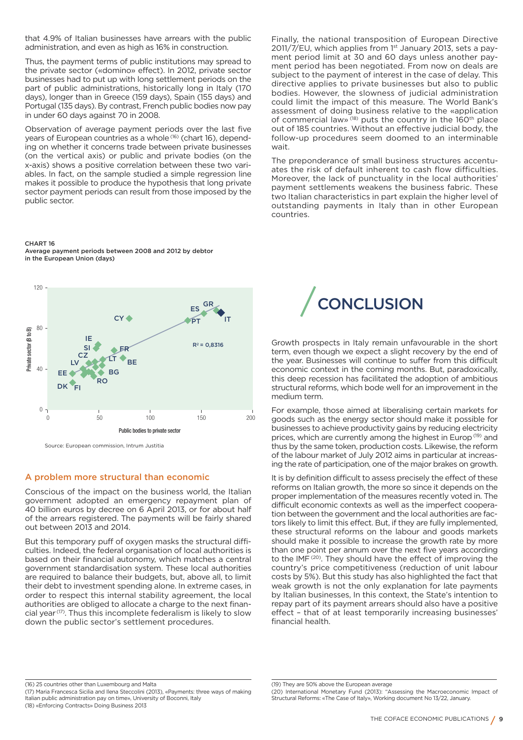that 4.9% of Italian businesses have arrears with the public administration, and even as high as 16% in construction.

Thus, the payment terms of public institutions may spread to the private sector («domino» effect). In 2012, private sector businesses had to put up with long settlement periods on the part of public administrations, historically long in Italy (170 days), longer than in Greece (159 days), Spain (155 days) and Portugal (135 days). By contrast, French public bodies now pay in under 60 days against 70 in 2008.

Observation of average payment periods over the last five years of European countries as a whole [16] (chart 16), depending on whether it concerns trade between private businesses (on the vertical axis) or public and private bodies (on the x-axis) shows a positive correlation between these two variables. In fact, on the sample studied a simple regression line makes it possible to produce the hypothesis that long private sector payment periods can result from those imposed by the public sector.

CHART 16
Average payment periods between 2008 and 2012 by debtor in the European Union (days)

Source: European commission, Intrum Justitia

## A problem more structural than economic

Conscious of the impact on the business world, the Italian government adopted an emergency repayment plan of 40 billion euros by decree on 6 April 2013, or for about half of the arrears registered. The payments will be fairly shared out between 2013 and 2014.

But this temporary puff of oxygen masks the structural difficulties. Indeed, the federal organisation of local authorities is based on their financial autonomy, which matches a central government standardisation system. These local authorities are required to balance their budgets, but, above all, to limit their debt to investment spending alone. In extreme cases, in order to respect this internal stability agreement, the local authorities are obliged to allocate a charge to the next financial year [17]. Thus this incomplete federalism is likely to slow down the public sector's settlement procedures.

Finally, the national transposition of European Directive 2011/7/EU, which applies from 1st January 2013, sets a payment period limit at 30 and 60 days unless another payment period has been negotiated. From now on deals are subject to the payment of interest in the case of delay. This directive applies to private businesses but also to public bodies. However, the slowness of judicial administration could limit the impact of this measure. The World Bank's assessment of doing business relative to the «application of commercial law» [18] puts the country in the 160th place out of 185 countries. Without an effective judicial body, the follow-up procedures seem doomed to an interminable wait.

The preponderance of small business structures accentuates the risk of default inherent to cash flow difficulties. Moreover, the lack of punctuality in the local authorities' payment settlements weakens the business fabric. These two Italian characteristics in part explain the higher level of outstanding payments in Italy than in other European countries.

# CONCLUSION

Growth prospects in Italy remain unfavourable in the short term, even though we expect a slight recovery by the end of the year. Businesses will continue to suffer from this difficult economic context in the coming months. But, paradoxically, this deep recession has facilitated the adoption of ambitious structural reforms, which bode well for an improvement in the medium term.

For example, those aimed at liberalising certain markets for goods such as the energy sector should make it possible for businesses to achieve productivity gains by reducing electricity prices, which are currently among the highest in Europ [19] and thus by the same token, production costs. Likewise, the reform of the labour market of July 2012 aims in particular at increasing the rate of participation, one of the major brakes on growth.

It is by definition difficult to assess precisely the effect of these reforms on Italian growth, the more so since it depends on the proper implementation of the measures recently voted in. The difficult economic contexts as well as the imperfect cooperation between the government and the local authorities are factors likely to limit this effect. But, if they are fully implemented, these structural reforms on the labour and goods markets should make it possible to increase the growth rate by more than one point per annum over the next five years according to the IMF [20]. They should have the effect of improving the country's price competitiveness (reduction of unit labour costs by 5%). But this study has also highlighted the fact that weak growth is not the only explanation for late payments by Italian businesses, In this context, the State's intention to repay part of its payment arrears should also have a positive effect – that of at least temporarily increasing businesses' financial health.

(16) 25 countries other than Luxembourg and Malta
(17) Maria Francesca Sicilia and Ilena Steccolini (2013), «Payments: three ways of making Italian public administration pay on time», University of Boconni, Italy
(18) «Enforcing Contracts» Doing Business 2013
(19) They are 50% above the European average
(20) International Monetary Fund (2013): "Assessing the Macroeconomic Impact of Structural Reforms: «The Case of Italy», Working document No 13/22, January.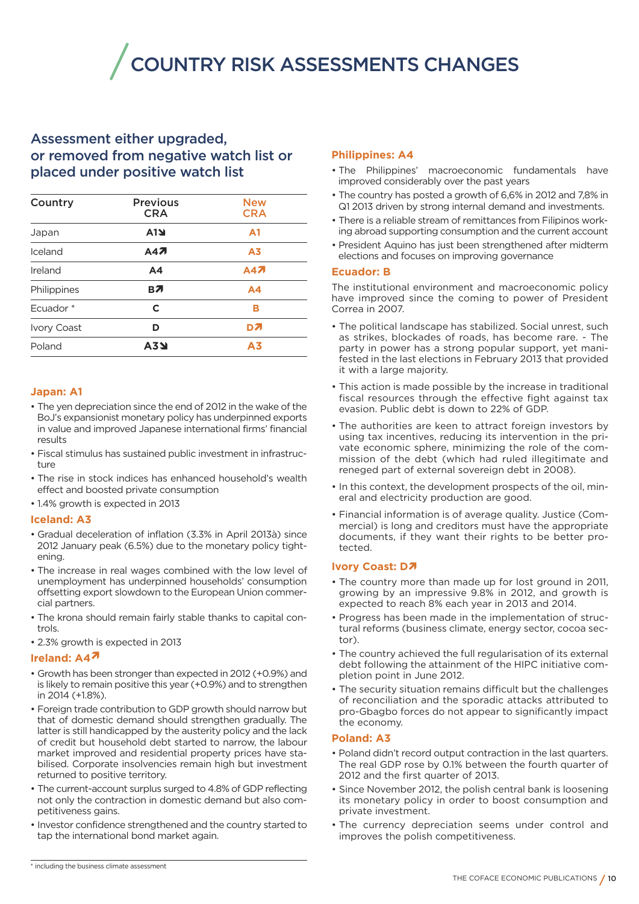# COUNTRY RISK ASSESSMENTS CHANGES

## Assessment either upgraded, or removed from negative watch list or placed under positive watch list

| Country | Previous CRA | New CRA |
|---|---|---|
| Japan | A1↘ | A1 |
| Iceland | A4↗ | A3 |
| Ireland | A4 | A4↗ |
| Philippines | B↗ | A4 |
| Ecuador * | C | B |
| Ivory Coast | D | D↗ |
| Poland | A3↘ | A3 |

\* including the business climate assessment

### Japan: A1

- The yen depreciation since the end of 2012 in the wake of the BoJ's expansionist monetary policy has underpinned exports in value and improved Japanese international firms' financial results
- Fiscal stimulus has sustained public investment in infrastructure
- The rise in stock indices has enhanced household's wealth effect and boosted private consumption
- 1.4% growth is expected in 2013

### Iceland: A3

- Gradual deceleration of inflation (3.3% in April 2013à) since 2012 January peak (6.5%) due to the monetary policy tightening.
- The increase in real wages combined with the low level of unemployment has underpinned households' consumption offsetting export slowdown to the European Union commercial partners.
- The krona should remain fairly stable thanks to capital controls.
- 2.3% growth is expected in 2013

### Ireland: A4↗

- Growth has been stronger than expected in 2012 (+0.9%) and is likely to remain positive this year (+0.9%) and to strengthen in 2014 (+1.8%).
- Foreign trade contribution to GDP growth should narrow but that of domestic demand should strengthen gradually. The latter is still handicapped by the austerity policy and the lack of credit but household debt started to narrow, the labour market improved and residential property prices have stabilised. Corporate insolvencies remain high but investment returned to positive territory.
- The current-account surplus surged to 4.8% of GDP reflecting not only the contraction in domestic demand but also competitiveness gains.
- Investor confidence strengthened and the country started to tap the international bond market again.

### Philippines: A4

- The Philippines' macroeconomic fundamentals have improved considerably over the past years
- The country has posted a growth of 6,6% in 2012 and 7,8% in Q1 2013 driven by strong internal demand and investments.
- There is a reliable stream of remittances from Filipinos working abroad supporting consumption and the current account
- President Aquino has just been strengthened after midterm elections and focuses on improving governance

### Ecuador: B

The institutional environment and macroeconomic policy have improved since the coming to power of President Correa in 2007.

- The political landscape has stabilized. Social unrest, such as strikes, blockades of roads, has become rare. - The party in power has a strong popular support, yet manifested in the last elections in February 2013 that provided it with a large majority.
- This action is made possible by the increase in traditional fiscal resources through the effective fight against tax evasion. Public debt is down to 22% of GDP.
- The authorities are keen to attract foreign investors by using tax incentives, reducing its intervention in the private economic sphere, minimizing the role of the commission of the debt (which had ruled illegitimate and reneged part of external sovereign debt in 2008).
- In this context, the development prospects of the oil, mineral and electricity production are good.
- Financial information is of average quality. Justice (Commercial) is long and creditors must have the appropriate documents, if they want their rights to be better protected.

### Ivory Coast: D↗

- The country more than made up for lost ground in 2011, growing by an impressive 9.8% in 2012, and growth is expected to reach 8% each year in 2013 and 2014.
- Progress has been made in the implementation of structural reforms (business climate, energy sector, cocoa sector).
- The country achieved the full regularisation of its external debt following the attainment of the HIPC initiative completion point in June 2012.
- The security situation remains difficult but the challenges of reconciliation and the sporadic attacks attributed to pro-Gbagbo forces do not appear to significantly impact the economy.

### Poland: A3

- Poland didn't record output contraction in the last quarters. The real GDP rose by 0.1% between the fourth quarter of 2012 and the first quarter of 2013.
- Since November 2012, the polish central bank is loosening its monetary policy in order to boost consumption and private investment.
- The currency depreciation seems under control and improves the polish competitiveness.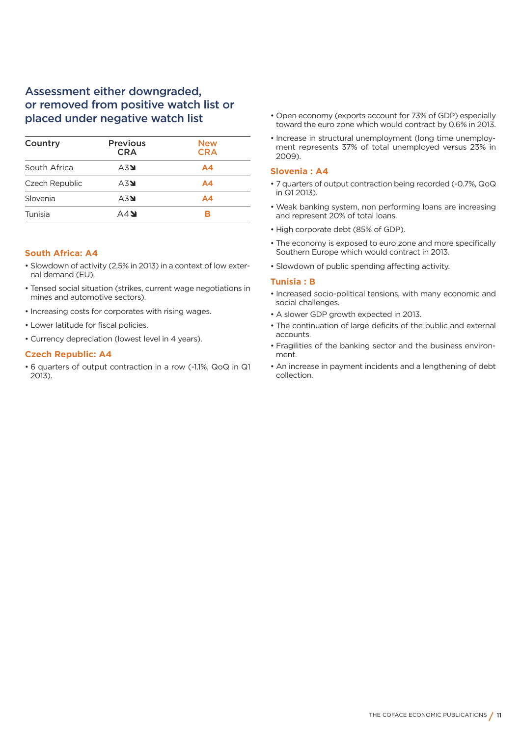## Assessment either downgraded, or removed from positive watch list or placed under negative watch list

| Country | Previous CRA | New CRA |
|---|---|---|
| South Africa | A3↘ | **A4** |
| Czech Republic | A3↘ | **A4** |
| Slovenia | A3↘ | **A4** |
| Tunisia | A4↘ | **B** |

### South Africa: A4

- Slowdown of activity (2,5% in 2013) in a context of low external demand (EU).
- Tensed social situation (strikes, current wage negotiations in mines and automotive sectors).
- Increasing costs for corporates with rising wages.
- Lower latitude for fiscal policies.
- Currency depreciation (lowest level in 4 years).

### Czech Republic: A4

- 6 quarters of output contraction in a row (-1.1%, QoQ in Q1 2013).
- Open economy (exports account for 73% of GDP) especially toward the euro zone which would contract by 0.6% in 2013.
- Increase in structural unemployment (long time unemployment represents 37% of total unemployed versus 23% in 2009).

### Slovenia : A4

- 7 quarters of output contraction being recorded (-0.7%, QoQ in Q1 2013).
- Weak banking system, non performing loans are increasing and represent 20% of total loans.
- High corporate debt (85% of GDP).
- The economy is exposed to euro zone and more specifically Southern Europe which would contract in 2013.
- Slowdown of public spending affecting activity.

### Tunisia : B

- Increased socio-political tensions, with many economic and social challenges.
- A slower GDP growth expected in 2013.
- The continuation of large deficits of the public and external accounts.
- Fragilities of the banking sector and the business environment.
- An increase in payment incidents and a lengthening of debt collection.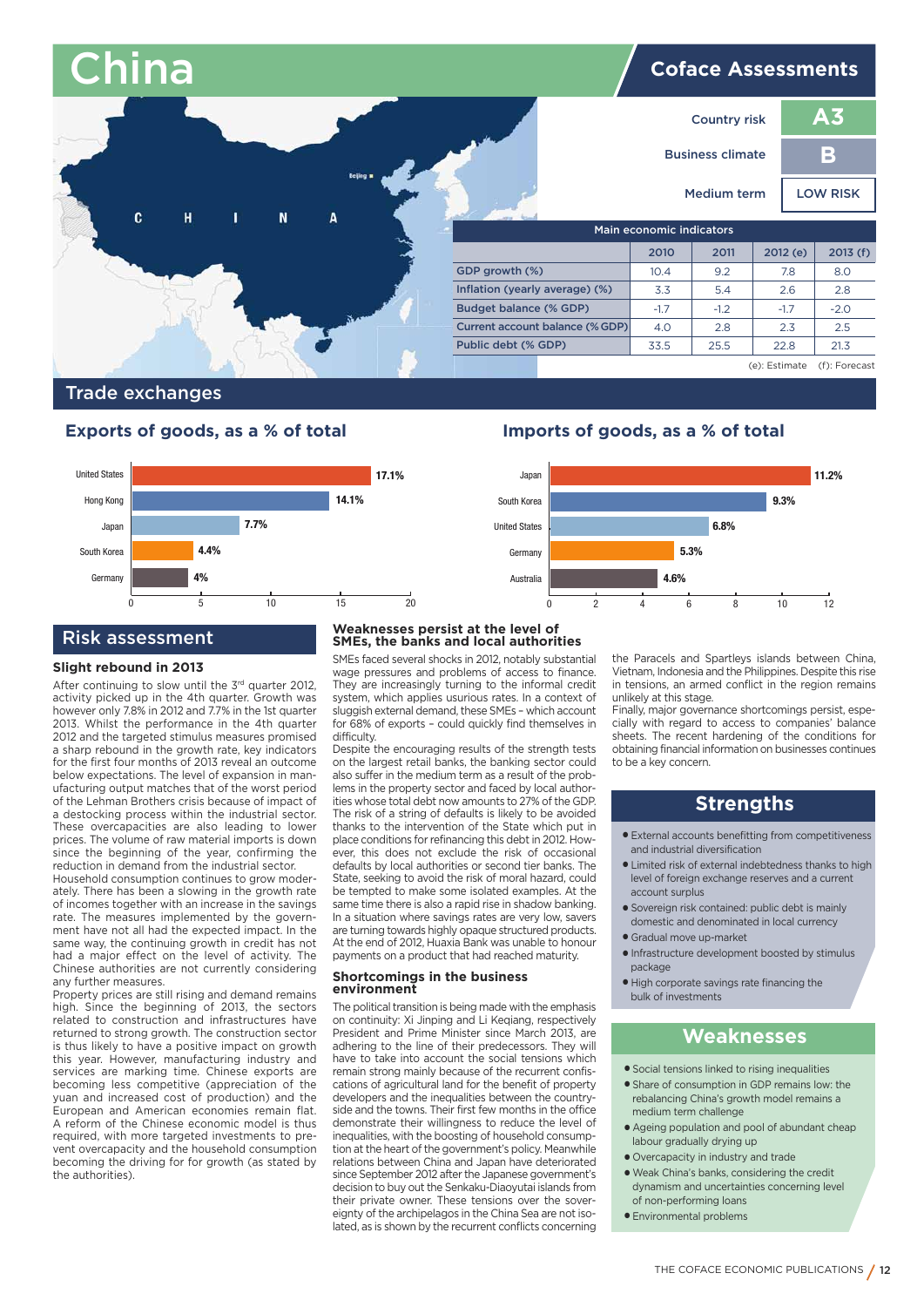# China

## Coface Assessments

| | |
|---|---|
| Country risk | A3 |
| Business climate | B |
| Medium term | LOW RISK |

**Main economic indicators**

| | 2010 | 2011 | 2012 (e) | 2013 (f) |
|---|---|---|---|---|
| GDP growth (%) | 10.4 | 9.2 | 7.8 | 8.0 |
| Inflation (yearly average) (%) | 3.3 | 5.4 | 2.6 | 2.8 |
| Budget balance (% GDP) | -1.7 | -1.2 | -1.7 | -2.0 |
| Current account balance (% GDP) | 4.0 | 2.8 | 2.3 | 2.5 |
| Public debt (% GDP) | 33.5 | 25.5 | 22.8 | 21.3 |

(e): Estimate (f): Forecast

## Trade exchanges

### Exports of goods, as a % of total

| Country | % |
|---|---|
| United States | 17.1% |
| Hong Kong | 14.1% |
| Japan | 7.7% |
| South Korea | 4.4% |
| Germany | 4% |

### Imports of goods, as a % of total

| Country | % |
|---|---|
| Japan | 11.2% |
| South Korea | 9.3% |
| United States | 6.8% |
| Germany | 5.3% |
| Australia | 4.6% |

## Risk assessment

### Slight rebound in 2013

After continuing to slow until the 3rd quarter 2012, activity picked up in the 4th quarter. Growth was however only 7.8% in 2012 and 7.7% in the 1st quarter 2013. Whilst the performance in the 4th quarter 2012 and the targeted stimulus measures promised a sharp rebound in the growth rate, key indicators for the first four months of 2013 reveal an outcome below expectations. The level of expansion in manufacturing output matches that of the worst period of the Lehman Brothers crisis because of impact of a destocking process within the industrial sector. These overcapacities are also leading to lower prices. The volume of raw material imports is down since the beginning of the year, confirming the reduction in demand from the industrial sector.

Household consumption continues to grow moderately. There has been a slowing in the growth rate of incomes together with an increase in the savings rate. The measures implemented by the government have not all had the expected impact. In the same way, the continuing growth in credit has not had a major effect on the level of activity. The Chinese authorities are not currently considering any further measures.

Property prices are still rising and demand remains high. Since the beginning of 2013, the sectors related to construction and infrastructures have returned to strong growth. The construction sector is thus likely to have a positive impact on growth this year. However, manufacturing industry and services are marking time. Chinese exports are becoming less competitive (appreciation of the yuan and increased cost of production) and the European and American economies remain flat. A reform of the Chinese economic model is thus required, with more targeted investments to prevent overcapacity and the household consumption becoming the driving for for growth (as stated by the authorities).

### Weaknesses persist at the level of SMEs, the banks and local authorities

SMEs faced several shocks in 2012, notably substantial wage pressures and problems of access to finance. They are increasingly turning to the informal credit system, which applies usurious rates. In a context of sluggish external demand, these SMEs – which account for 68% of exports – could quickly find themselves in difficulty.

Despite the encouraging results of the strength tests on the largest retail banks, the banking sector could also suffer in the medium term as a result of the problems in the property sector and faced by local authorities whose total debt now amounts to 27% of the GDP. The risk of a string of defaults is likely to be avoided thanks to the intervention of the State which put in place conditions for refinancing this debt in 2012. However, this does not exclude the risk of occasional defaults by local authorities or second tier banks. The State, seeking to avoid the risk of moral hazard, could be tempted to make some isolated examples. At the same time there is also a rapid rise in shadow banking. In a situation where savings rates are very low, savers are turning towards highly opaque structured products. At the end of 2012, Huaxia Bank was unable to honour payments on a product that had reached maturity.

### Shortcomings in the business environment

The political transition is being made with the emphasis on continuity: Xi Jinping and Li Keqiang, respectively President and Prime Minister since March 2013, are adhering to the line of their predecessors. They will have to take into account the social tensions which remain strong mainly because of the recurrent confiscations of agricultural land for the benefit of property developers and the inequalities between the countryside and the towns. Their first few months in the office demonstrate their willingness to reduce the level of inequalities, with the boosting of household consumption at the heart of the government's policy. Meanwhile relations between China and Japan have deteriorated since September 2012 after the Japanese government's decision to buy out the Senkaku-Diaoyutai islands from their private owner. These tensions over the sovereignty of the archipelagos in the China Sea are not isolated, as is shown by the recurrent conflicts concerning the Paracels and Spartleys islands between China, Vietnam, Indonesia and the Philippines. Despite this rise in tensions, an armed conflict in the region remains unlikely at this stage.

Finally, major governance shortcomings persist, especially with regard to access to companies' balance sheets. The recent hardening of the conditions for obtaining financial information on businesses continues to be a key concern.

## Strengths

- External accounts benefitting from competitiveness and industrial diversification
- Limited risk of external indebtedness thanks to high level of foreign exchange reserves and a current account surplus
- Sovereign risk contained: public debt is mainly domestic and denominated in local currency
- Gradual move up-market
- Infrastructure development boosted by stimulus package
- High corporate savings rate financing the bulk of investments

## Weaknesses

- Social tensions linked to rising inequalities
- Share of consumption in GDP remains low: the rebalancing China's growth model remains a medium term challenge
- Ageing population and pool of abundant cheap labour gradually drying up
- Overcapacity in industry and trade
- Weak China's banks, considering the credit dynamism and uncertainties concerning level of non-performing loans
- Environmental problems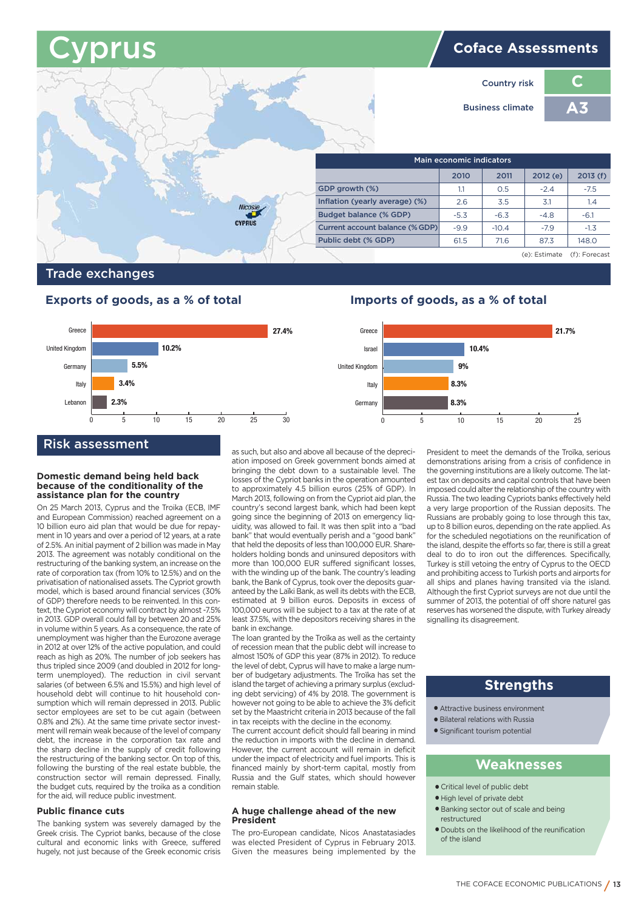# Cyprus

## Coface Assessments

| | |
|---|---|
| Country risk | C |
| Business climate | A3 |

| Main economic indicators | 2010 | 2011 | 2012 (e) | 2013 (f) |
|---|---|---|---|---|
| GDP growth (%) | 1.1 | 0.5 | -2.4 | -7.5 |
| Inflation (yearly average) (%) | 2.6 | 3.5 | 3.1 | 1.4 |
| Budget balance (% GDP) | -5.3 | -6.3 | -4.8 | -6.1 |
| Current account balance (% GDP) | -9.9 | -10.4 | -7.9 | -1.3 |
| Public debt (% GDP) | 61.5 | 71.6 | 87.3 | 148.0 |

(e): Estimate (f): Forecast

## Trade exchanges

### Exports of goods, as a % of total

| Country | % |
|---|---|
| Greece | 27.4% |
| United Kingdom | 10.2% |
| Germany | 5.5% |
| Italy | 3.4% |
| Lebanon | 2.3% |

### Imports of goods, as a % of total

| Country | % |
|---|---|
| Greece | 21.7% |
| Israel | 10.4% |
| United Kingdom | 9% |
| Italy | 8.3% |
| Germany | 8.3% |

## Risk assessment

### Domestic demand being held back because of the conditionality of the assistance plan for the country

On 25 March 2013, Cyprus and the Troika (ECB, IMF and European Commission) reached agreement on a 10 billion euro aid plan that would be due for repayment in 10 years and over a period of 12 years, at a rate of 2.5%. An initial payment of 2 billion was made in May 2013. The agreement was notably conditional on the restructuring of the banking system, an increase on the rate of corporation tax (from 10% to 12.5%) and on the privatisation of nationalised assets. The Cypriot growth model, which is based around financial services (30% of GDP) therefore needs to be reinvented. In this context, the Cypriot economy will contract by almost -7.5% in 2013. GDP overall could fall by between 20 and 25% in volume within 5 years. As a consequence, the rate of unemployment was higher than the Eurozone average in 2012 at over 12% of the active population, and could reach as high as 20%. The number of job seekers has thus tripled since 2009 (and doubled in 2012 for long-term unemployed). The reduction in civil servant salaries (of between 6.5% and 15.5%) and high level of household debt will continue to hit household consumption which will remain depressed in 2013. Public sector employees are set to be cut again (between 0.8% and 2%). At the same time private sector investment will remain weak because of the level of company debt, the increase in the corporation tax rate and the sharp decline in the supply of credit following the restructuring of the banking sector. On top of this, following the bursting of the real estate bubble, the construction sector will remain depressed. Finally, the budget cuts, required by the troika as a condition for the aid, will reduce public investment.

### Public finance cuts

The banking system was severely damaged by the Greek crisis. The Cypriot banks, because of the close cultural and economic links with Greece, suffered hugely, not just because of the Greek economic crisis as such, but also and above all because of the depreciation imposed on Greek government bonds aimed at bringing the debt down to a sustainable level. The losses of the Cypriot banks in the operation amounted to approximately 4.5 billion euros (25% of GDP). In March 2013, following on from the Cypriot aid plan, the country's second largest bank, which had been kept going since the beginning of 2013 on emergency liquidity, was allowed to fail. It was then split into a "bad bank" that would eventually perish and a "good bank" that held the deposits of less than 100,000 EUR. Shareholders holding bonds and uninsured depositors with more than 100,000 EUR suffered significant losses, with the winding up of the bank. The country's leading bank, the Bank of Cyprus, took over the deposits guaranteed by the Laïki Bank, as well its debts with the ECB, estimated at 9 billion euros. Deposits in excess of 100,000 euros will be subject to a tax at the rate of at least 37.5%, with the depositors receiving shares in the bank in exchange.

The loan granted by the Troïka as well as the certainty of recession mean that the public debt will increase to almost 150% of GDP this year (87% in 2012). To reduce the level of debt, Cyprus will have to make a large number of budgetary adjustments. The Troïka has set the island the target of achieving a primary surplus (excluding debt servicing) of 4% by 2018. The government is however not going to be able to achieve the 3% deficit set by the Maastricht criteria in 2013 because of the fall in tax receipts with the decline in the economy.

The current account deficit should fall bearing in mind the reduction in imports with the decline in demand. However, the current account will remain in deficit under the impact of electricity and fuel imports. This is financed mainly by short-term capital, mostly from Russia and the Gulf states, which should however remain stable.

### A huge challenge ahead of the new President

The pro-European candidate, Nicos Anastatasiades was elected President of Cyprus in February 2013. Given the measures being implemented by the President to meet the demands of the Troïka, serious demonstrations arising from a crisis of confidence in the governing institutions are a likely outcome. The latest tax on deposits and capital controls that have been imposed could alter the relationship of the country with Russia. The two leading Cypriots banks effectively held a very large proportion of the Russian deposits. The Russians are probably going to lose through this tax, up to 8 billion euros, depending on the rate applied. As for the scheduled negotiations on the reunification of the island, despite the efforts so far, there is still a great deal to do to iron out the differences. Specifically, Turkey is still vetoing the entry of Cyprus to the OECD and prohibiting access to Turkish ports and airports for all ships and planes having transited via the island. Although the first Cypriot surveys are not due until the summer of 2013, the potential of off shore naturel gas reserves has worsened the dispute, with Turkey already signalling its disagreement.

## Strengths

- Attractive business environment
- Bilateral relations with Russia
- Significant tourism potential

## Weaknesses

- Critical level of public debt
- High level of private debt
- Banking sector out of scale and being restructured
- Doubts on the likelihood of the reunification of the island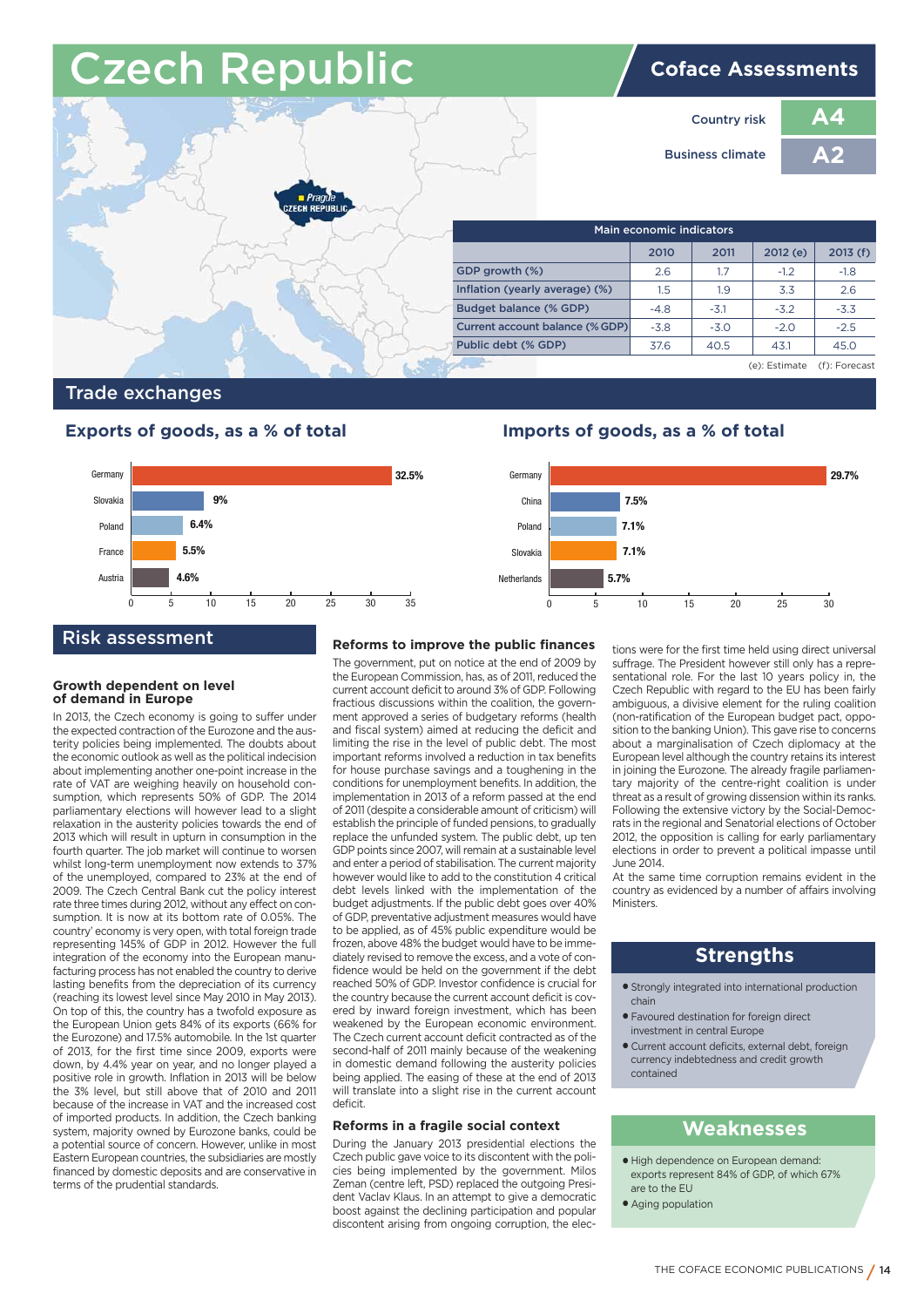# Czech Republic

## Coface Assessments

Country risk: **A4**

Business climate: **A2**

| Main economic indicators | 2010 | 2011 | 2012 (e) | 2013 (f) |
|---|---|---|---|---|
| GDP growth (%) | 2.6 | 1.7 | -1.2 | -1.8 |
| Inflation (yearly average) (%) | 1.5 | 1.9 | 3.3 | 2.6 |
| Budget balance (% GDP) | -4.8 | -3.1 | -3.2 | -3.3 |
| Current account balance (% GDP) | -3.8 | -3.0 | -2.0 | -2.5 |
| Public debt (% GDP) | 37.6 | 40.5 | 43.1 | 45.0 |

(e): Estimate (f): Forecast

## Trade exchanges

### Exports of goods, as a % of total

| Country | % |
|---|---|
| Germany | 32.5% |
| Slovakia | 9% |
| Poland | 6.4% |
| France | 5.5% |
| Austria | 4.6% |

### Imports of goods, as a % of total

| Country | % |
|---|---|
| Germany | 29.7% |
| China | 7.5% |
| Poland | 7.1% |
| Slovakia | 7.1% |
| Netherlands | 5.7% |

## Risk assessment

### Growth dependent on level of demand in Europe

In 2013, the Czech economy is going to suffer under the expected contraction of the Eurozone and the austerity policies being implemented. The doubts about the economic outlook as well as the political indecision about implementing another one-point increase in the rate of VAT are weighing heavily on household consumption, which represents 50% of GDP. The 2014 parliamentary elections will however lead to a slight relaxation in the austerity policies towards the end of 2013 which will result in upturn in consumption in the fourth quarter. The job market will continue to worsen whilst long-term unemployment now extends to 37% of the unemployed, compared to 23% at the end of 2009. The Czech Central Bank cut the policy interest rate three times during 2012, without any effect on consumption. It is now at its bottom rate of 0.05%. The country' economy is very open, with total foreign trade representing 145% of GDP in 2012. However the full integration of the economy into the European manufacturing process has not enabled the country to derive lasting benefits from the depreciation of its currency (reaching its lowest level since May 2010 in May 2013). On top of this, the country has a twofold exposure as the European Union gets 84% of its exports (66% for the Eurozone) and 17.5% automobile. In the 1st quarter of 2013, for the first time since 2009, exports were down, by 4.4% year on year, and no longer played a positive role in growth. Inflation in 2013 will be below the 3% level, but still above that of 2010 and 2011 because of the increase in VAT and the increased cost of imported products. In addition, the Czech banking system, majority owned by Eurozone banks, could be a potential source of concern. However, unlike in most Eastern European countries, the subsidiaries are mostly financed by domestic deposits and are conservative in terms of the prudential standards.

### Reforms to improve the public finances

The government, put on notice at the end of 2009 by the European Commission, has, as of 2011, reduced the current account deficit to around 3% of GDP. Following fractious discussions within the coalition, the government approved a series of budgetary reforms (health and fiscal system) aimed at reducing the deficit and limiting the rise in the level of public debt. The most important reforms involved a reduction in tax benefits for house purchase savings and a toughening in the conditions for unemployment benefits. In addition, the implementation in 2013 of a reform passed at the end of 2011 (despite a considerable amount of criticism) will establish the principle of funded pensions, to gradually replace the unfunded system. The public debt, up ten GDP points since 2007, will remain at a sustainable level and enter a period of stabilisation. The current majority however would like to add to the constitution 4 critical debt levels linked with the implementation of the budget adjustments. If the public debt goes over 40% of GDP, preventative adjustment measures would have to be applied, as of 45% public expenditure would be frozen, above 48% the budget would have to be immediately revised to remove the excess, and a vote of confidence would be held on the government if the debt reached 50% of GDP. Investor confidence is crucial for the country because the current account deficit is covered by inward foreign investment, which has been weakened by the European economic environment. The Czech current account deficit contracted as of the second-half of 2011 mainly because of the weakening in domestic demand following the austerity policies being applied. The easing of these at the end of 2013 will translate into a slight rise in the current account deficit.

### Reforms in a fragile social context

During the January 2013 presidential elections the Czech public gave voice to its discontent with the policies being implemented by the government. Milos Zeman (centre left, PSD) replaced the outgoing President Vaclav Klaus. In an attempt to give a democratic boost against the declining participation and popular discontent arising from ongoing corruption, the elections were for the first time held using direct universal suffrage. The President however still only has a representational role. For the last 10 years policy in the Czech Republic with regard to the EU has been fairly ambiguous, a divisive element for the ruling coalition (non-ratification of the European budget pact, opposition to the banking Union). This gave rise to concerns about a marginalisation of Czech diplomacy at the European level although the country retains its interest in joining the Eurozone. The already fragile parliamentary majority of the centre-right coalition is under threat as a result of growing dissension within its ranks. Following the extensive victory by the Social-Democrats in the regional and Senatorial elections of October 2012, the opposition is calling for early parliamentary elections in order to prevent a political impasse until June 2014.

At the same time corruption remains evident in the country as evidenced by a number of affairs involving Ministers.

## Strengths

- Strongly integrated into international production chain
- Favoured destination for foreign direct investment in central Europe
- Current account deficits, external debt, foreign currency indebtedness and credit growth contained

## Weaknesses

- High dependence on European demand: exports represent 84% of GDP, of which 67% are to the EU
- Aging population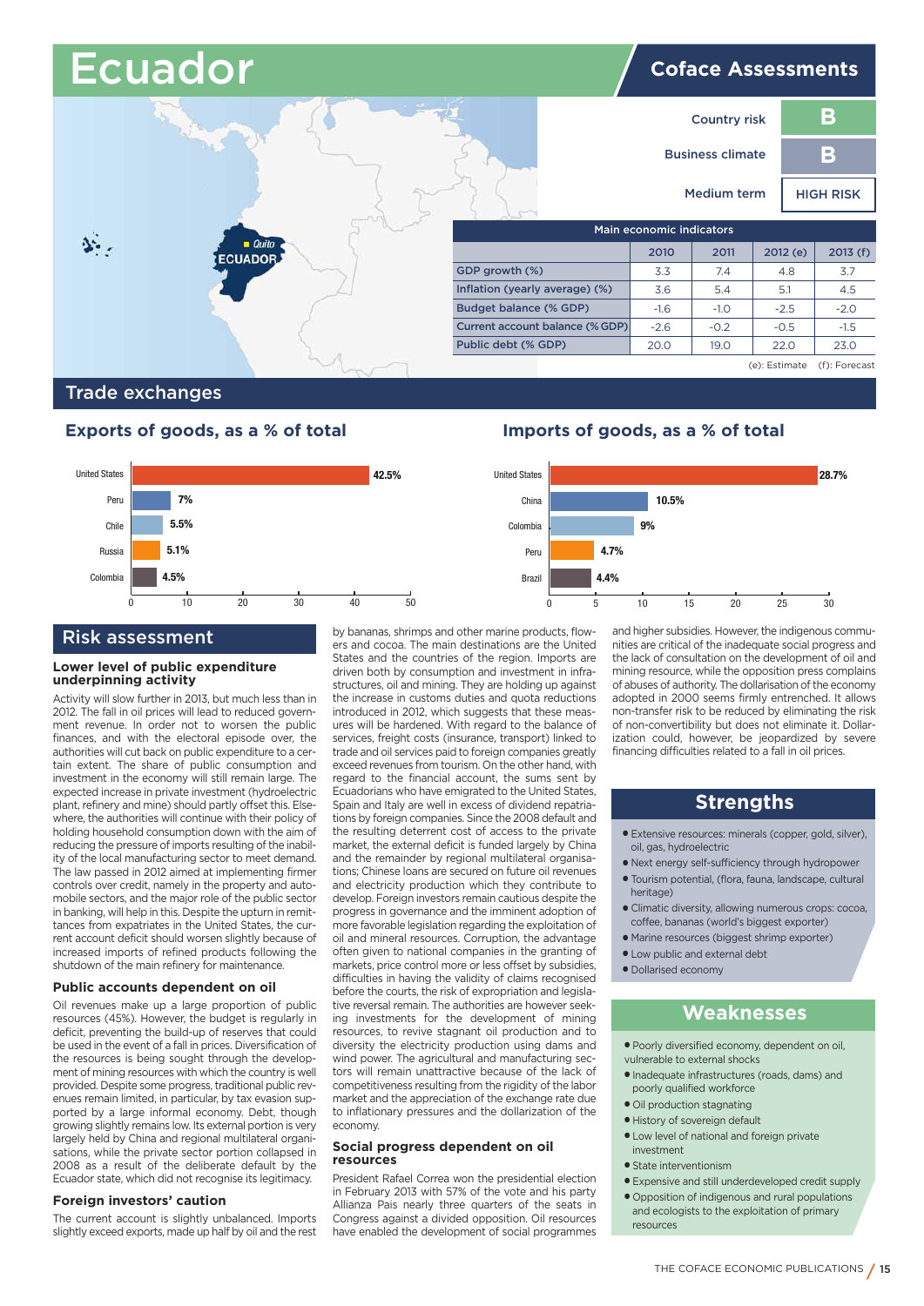# Ecuador

## Coface Assessments

| | |
|---|---|
| Country risk | B |
| Business climate | B |
| Medium term | HIGH RISK |

| Main economic indicators | 2010 | 2011 | 2012 (e) | 2013 (f) |
|---|---|---|---|---|
| GDP growth (%) | 3.3 | 7.4 | 4.8 | 3.7 |
| Inflation (yearly average) (%) | 3.6 | 5.4 | 5.1 | 4.5 |
| Budget balance (% GDP) | -1.6 | -1.0 | -2.5 | -2.0 |
| Current account balance (% GDP) | -2.6 | -0.2 | -0.5 | -1.5 |
| Public debt (% GDP) | 20.0 | 19.0 | 22.0 | 23.0 |

(e): Estimate (f): Forecast

## Trade exchanges

### Exports of goods, as a % of total

| Country | % |
|---|---|
| United States | 42.5% |
| Peru | 7% |
| Chile | 5.5% |
| Russia | 5.1% |
| Colombia | 4.5% |

### Imports of goods, as a % of total

| Country | % |
|---|---|
| United States | 28.7% |
| China | 10.5% |
| Colombia | 9% |
| Peru | 4.7% |
| Brazil | 4.4% |

## Risk assessment

### Lower level of public expenditure underpinning activity

Activity will slow further in 2013, but much less than in 2012. The fall in oil prices will lead to reduced government revenue. In order not to worsen the public finances, and with the electoral episode over, the authorities will cut back on public expenditure to a certain extent. The share of public consumption and investment in the economy will still remain large. The expected increase in private investment (hydroelectric plant, refinery and mine) should partly offset this. Elsewhere, the authorities will continue with their policy of holding household consumption down with the aim of reducing the pressure of imports resulting of the inability of the local manufacturing sector to meet demand. The law passed in 2012 aimed at implementing firmer controls over credit, namely in the property and automobile sectors, and the major role of the public sector in banking, will help in this. Despite the upturn in remittances from expatriates in the United States, the current account deficit should worsen slightly because of increased imports of refined products following the shutdown of the main refinery for maintenance.

### Public accounts dependent on oil

Oil revenues make up a large proportion of public resources (45%). However, the budget is regularly in deficit, preventing the build-up of reserves that could be used in the event of a fall in prices. Diversification of the resources is being sought through the development of mining resources with which the country is well provided. Despite some progress, traditional public revenues remain limited, in particular, by tax evasion supported by a large informal economy. Debt, though growing slightly remains low. Its external portion is very largely held by China and regional multilateral organisations, while the private sector portion collapsed in 2008 as a result of the deliberate default by the Ecuador state, which did not recognise its legitimacy.

### Foreign investors' caution

The current account is slightly unbalanced. Imports slightly exceed exports, made up half by oil and the rest by bananas, shrimps and other marine products, flowers and cocoa. The main destinations are the United States and the countries of the region. Imports are driven both by consumption and investment in infrastructures, oil and mining. They are holding up against the increase in customs duties and quota reductions introduced in 2012, which suggests that these measures will be hardened. With regard to the balance of services, freight costs (insurance, transport) linked to trade and oil services paid to foreign companies greatly exceed revenues from tourism. On the other hand, with regard to the financial account, the sums sent by Ecuadorians who have emigrated to the United States, Spain and Italy are well in excess of dividend repatriations by foreign companies. Since the 2008 default and the resulting deterrent cost of access to the private market, the external deficit is funded largely by China and the remainder by regional multilateral organisations; Chinese loans are secured on future oil revenues and electricity production which they contribute to develop. Foreign investors remain cautious despite the progress in governance and the imminent adoption of more favorable legislation regarding the exploitation of oil and mineral resources. Corruption, the advantage often given to national companies in the granting of markets, price control more or less offset by subsidies, difficulties in having the validity of claims recognised before the courts, the risk of expropriation and legislative reversal remain. The authorities are however seeking investments for the development of mining resources, to revive stagnant oil production and to diversity the electricity production using dams and wind power. The agricultural and manufacturing sectors will remain unattractive because of the lack of competitiveness resulting from the rigidity of the labor market and the appreciation of the exchange rate due to inflationary pressures and the dollarization of the economy.

### Social progress dependent on oil resources

President Rafael Correa won the presidential election in February 2013 with 57% of the vote and his party Allianza Pais nearly three quarters of the seats in Congress against a divided opposition. Oil resources have enabled the development of social programmes and higher subsidies. However, the indigenous communities are critical of the inadequate social progress and the lack of consultation on the development of oil and mining resource, while the opposition press complains of abuses of authority. The dollarisation of the economy adopted in 2000 seems firmly entrenched. It allows non-transfer risk to be reduced by eliminating the risk of non-convertibility but does not eliminate it. Dollarization could, however, be jeopardized by severe financing difficulties related to a fall in oil prices.

## Strengths

- Extensive resources: minerals (copper, gold, silver), oil, gas, hydroelectric
- Next energy self-sufficiency through hydropower
- Tourism potential, (flora, fauna, landscape, cultural heritage)
- Climatic diversity, allowing numerous crops: cocoa, coffee, bananas (world's biggest exporter)
- Marine resources (biggest shrimp exporter)
- Low public and external debt
- Dollarised economy

## Weaknesses

- Poorly diversified economy, dependent on oil, vulnerable to external shocks
- Inadequate infrastructures (roads, dams) and poorly qualified workforce
- Oil production stagnating
- History of sovereign default
- Low level of national and foreign private investment
- State interventionism
- Expensive and still underdeveloped credit supply
- Opposition of indigenous and rural populations and ecologists to the exploitation of primary resources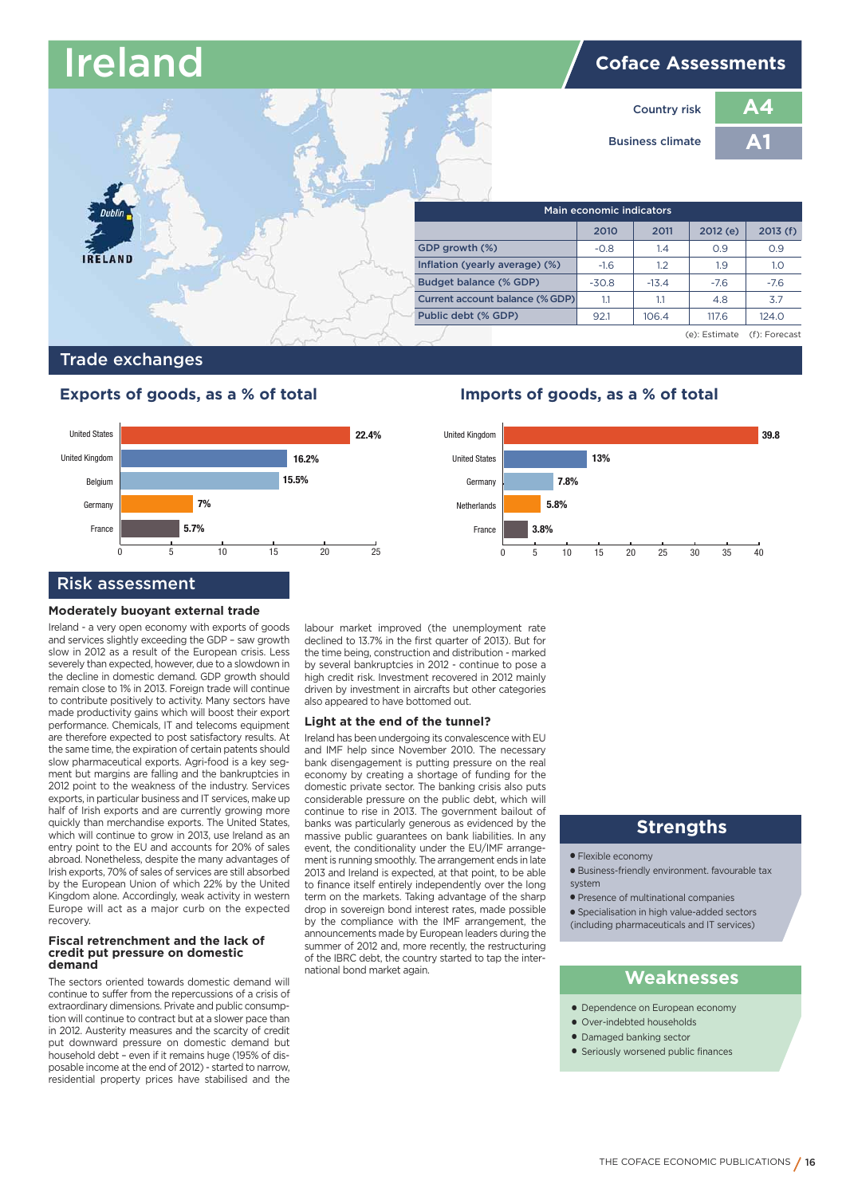# Ireland

## Coface Assessments

| | |
|---|---|
| Country risk | A4 |
| Business climate | A1 |

**Main economic indicators**

| | 2010 | 2011 | 2012 (e) | 2013 (f) |
|---|---|---|---|---|
| GDP growth (%) | -0.8 | 1.4 | 0.9 | 0.9 |
| Inflation (yearly average) (%) | -1.6 | 1.2 | 1.9 | 1.0 |
| Budget balance (% GDP) | -30.8 | -13.4 | -7.6 | -7.6 |
| Current account balance (% GDP) | 1.1 | 1.1 | 4.8 | 3.7 |
| Public debt (% GDP) | 92.1 | 106.4 | 117.6 | 124.0 |

(e): Estimate (f): Forecast

## Trade exchanges

### Exports of goods, as a % of total

| Country | % |
|---|---|
| United States | 22.4% |
| United Kingdom | 16.2% |
| Belgium | 15.5% |
| Germany | 7% |
| France | 5.7% |

### Imports of goods, as a % of total

| Country | % |
|---|---|
| United Kingdom | 39.8 |
| United States | 13% |
| Germany | 7.8% |
| Netherlands | 5.8% |
| France | 3.8% |

## Risk assessment

### Moderately buoyant external trade

Ireland - a very open economy with exports of goods and services slightly exceeding the GDP – saw growth slow in 2012 as a result of the European crisis. Less severely than expected, however, due to a slowdown in the decline in domestic demand. GDP growth should remain close to 1% in 2013. Foreign trade will continue to contribute positively to activity. Many sectors have made productivity gains which will boost their export performance. Chemicals, IT and telecoms equipment are therefore expected to post satisfactory results. At the same time, the expiration of certain patents should slow pharmaceutical exports. Agri-food is a key segment but margins are falling and the bankruptcies in 2012 point to the weakness of the industry. Services exports, in particular business and IT services, make up half of Irish exports and are currently growing more quickly than merchandise exports. The United States, which will continue to grow in 2013, use Ireland as an entry point to the EU and accounts for 20% of sales abroad. Nonetheless, despite the many advantages of Irish exports, 70% of sales of services are still absorbed by the European Union of which 22% by the United Kingdom alone. Accordingly, weak activity in western Europe will act as a major curb on the expected recovery.

### Fiscal retrenchment and the lack of credit put pressure on domestic demand

The sectors oriented towards domestic demand will continue to suffer from the repercussions of a crisis of extraordinary dimensions. Private and public consumption will continue to contract but at a slower pace than in 2012. Austerity measures and the scarcity of credit put downward pressure on domestic demand but household debt – even if it remains huge (195% of disposable income at the end of 2012) - started to narrow, residential property prices have stabilised and the labour market improved (the unemployment rate declined to 13.7% in the first quarter of 2013). But for the time being, construction and distribution - marked by several bankruptcies in 2012 - continue to pose a high credit risk. Investment recovered in 2012 mainly driven by investment in aircrafts but other categories also appeared to have bottomed out.

### Light at the end of the tunnel?

Ireland has been undergoing its convalescence with EU and IMF help since November 2010. The necessary bank disengagement is putting pressure on the real economy by creating a shortage of funding for the domestic private sector. The banking crisis also puts considerable pressure on the public debt, which will continue to rise in 2013. The government bailout of banks was particularly generous as evidenced by the massive public guarantees on bank liabilities. In any event, the conditionality under the EU/IMF arrangement is running smoothly. The arrangement ends in late 2013 and Ireland is expected, at that point, to be able to finance itself entirely independently over the long term on the markets. Taking advantage of the sharp drop in sovereign bond interest rates, made possible by the compliance with the IMF arrangement, the announcements made by European leaders during the summer of 2012 and, more recently, the restructuring of the IBRC debt, the country started to tap the international bond market again.

## Strengths

- Flexible economy
- Business-friendly environment. favourable tax system
- Presence of multinational companies
- Specialisation in high value-added sectors (including pharmaceuticals and IT services)

## Weaknesses

- Dependence on European economy
- Over-indebted households
- Damaged banking sector
- Seriously worsened public finances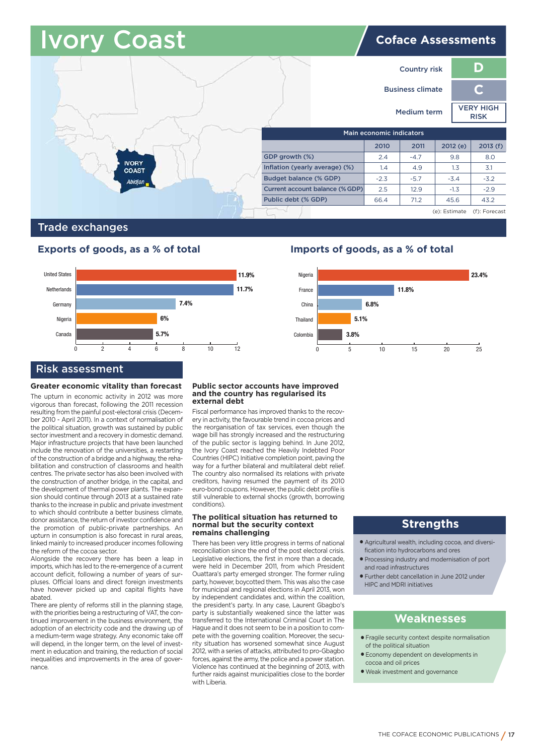# Ivory Coast

## Coface Assessments

| | |
|---|---|
| Country risk | D |
| Business climate | C |
| Medium term | VERY HIGH RISK |

**Main economic indicators**

| | 2010 | 2011 | 2012 (e) | 2013 (f) |
|---|---|---|---|---|
| GDP growth (%) | 2.4 | -4.7 | 9.8 | 8.0 |
| Inflation (yearly average) (%) | 1.4 | 4.9 | 1.3 | 3.1 |
| Budget balance (% GDP) | -2.3 | -5.7 | -3.4 | -3.2 |
| Current account balance (% GDP) | 2.5 | 12.9 | -1.3 | -2.9 |
| Public debt (% GDP) | 66.4 | 71.2 | 45.6 | 43.2 |

(e): Estimate (f): Forecast

## Trade exchanges

### Exports of goods, as a % of total

| Country | % |
|---|---|
| United States | 11.9% |
| Netherlands | 11.7% |
| Germany | 7.4% |
| Nigeria | 6% |
| Canada | 5.7% |

### Imports of goods, as a % of total

| Country | % |
|---|---|
| Nigeria | 23.4% |
| France | 11.8% |
| China | 6.8% |
| Thailand | 5.1% |
| Colombia | 3.8% |

## Risk assessment

### Greater economic vitality than forecast

The upturn in economic activity in 2012 was more vigorous than forecast, following the 2011 recession resulting from the painful post-electoral crisis (December 2010 - April 2011). In a context of normalisation of the political situation, growth was sustained by public sector investment and a recovery in domestic demand. Major infrastructure projects that have been launched include the renovation of the universities, a restarting of the construction of a bridge and a highway, the rehabilitation and construction of classrooms and health centres. The private sector has also been involved with the construction of another bridge, in the capital, and the development of thermal power plants. The expansion should continue through 2013 at a sustained rate thanks to the increase in public and private investment to which should contribute a better business climate, donor assistance, the return of investor confidence and the promotion of public-private partnerships. An upturn in consumption is also forecast in rural areas, linked mainly to increased producer incomes following the reform of the cocoa sector.

Alongside the recovery there has been a leap in imports, which has led to the re-emergence of a current account deficit, following a number of years of surpluses. Official loans and direct foreign investments have however picked up and capital flights have abated.

There are plenty of reforms still in the planning stage, with the priorities being a restructuring of VAT, the continued improvement in the business environment, the adoption of an electricity code and the drawing up of a medium-term wage strategy. Any economic take off will depend, in the longer term, on the level of investment in education and training, the reduction of social inequalities and improvements in the area of governance.

### Public sector accounts have improved and the country has regularised its external debt

Fiscal performance has improved thanks to the recovery in activity, the favourable trend in cocoa prices and the reorganisation of tax services, even though the wage bill has strongly increased and the restructuring of the public sector is lagging behind. In June 2012, the Ivory Coast reached the Heavily Indebted Poor Countries (HIPC) Initiative completion point, paving the way for a further bilateral and multilateral debt relief. The country also normalised its relations with private creditors, having resumed the payment of its 2010 euro-bond coupons. However, the public debt profile is still vulnerable to external shocks (growth, borrowing conditions).

### The political situation has returned to normal but the security context remains challenging

There has been very little progress in terms of national reconciliation since the end of the post electoral crisis. Legislative elections, the first in more than a decade, were held in December 2011, from which President Ouattara's party emerged stronger. The former ruling party, however, boycotted them. This was also the case for municipal and regional elections in April 2013, won by independent candidates and, within the coalition, the president's party. In any case, Laurent Gbagbo's party is substantially weakened since the latter was transferred to the International Criminal Court in The Hague and it does not seem to be in a position to compete with the governing coalition. Moreover, the security situation has worsened somewhat since August 2012, with a series of attacks, attributed to pro-Gbagbo forces, against the army, the police and a power station. Violence has continued at the beginning of 2013, with further raids against municipalities close to the border with Liberia.

## Strengths

- Agricultural wealth, including cocoa, and diversification into hydrocarbons and ores
- Processing industry and modernisation of port and road infrastructures
- Further debt cancellation in June 2012 under HIPC and MDRI initiatives

## Weaknesses

- Fragile security context despite normalisation of the political situation
- Economy dependent on developments in cocoa and oil prices
- Weak investment and governance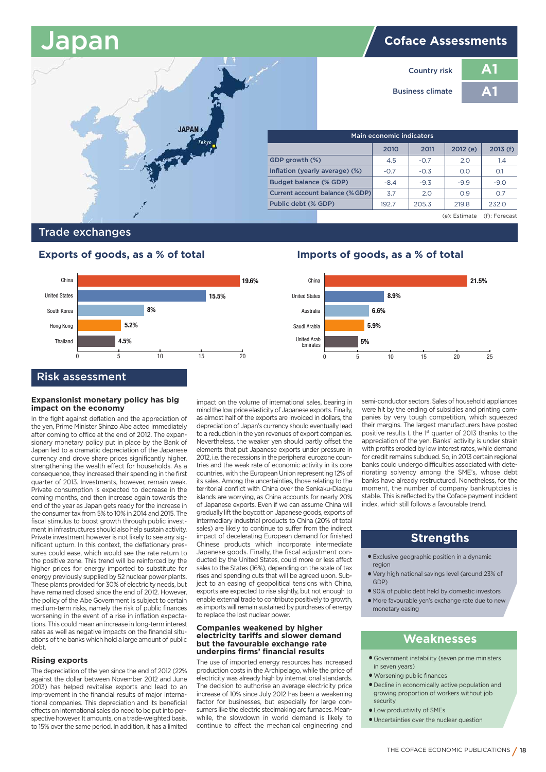# Japan

## Coface Assessments

Country risk: **A1**

Business climate: **A1**

| Main economic indicators | 2010 | 2011 | 2012 (e) | 2013 (f) |
|---|---|---|---|---|
| GDP growth (%) | 4.5 | -0.7 | 2.0 | 1.4 |
| Inflation (yearly average) (%) | -0.7 | -0.3 | 0.0 | 0.1 |
| Budget balance (% GDP) | -8.4 | -9.3 | -9.9 | -9.0 |
| Current account balance (% GDP) | 3.7 | 2.0 | 0.9 | 0.7 |
| Public debt (% GDP) | 192.7 | 205.3 | 219.8 | 232.0 |

(e): Estimate (f): Forecast

## Trade exchanges

### Exports of goods, as a % of total

| Country | % |
|---|---|
| China | 19.6% |
| United States | 15.5% |
| South Korea | 8% |
| Hong Kong | 5.2% |
| Thailand | 4.5% |

### Imports of goods, as a % of total

| Country | % |
|---|---|
| China | 21.5% |
| United States | 8.9% |
| Australia | 6.6% |
| Saudi Arabia | 5.9% |
| United Arab Emirates | 5% |

## Risk assessment

### Expansionist monetary policy has big impact on the economy

In the fight against deflation and the appreciation of the yen, Prime Minister Shinzo Abe acted immediately after coming to office at the end of 2012. The expansionary monetary policy put in place by the Bank of Japan led to a dramatic depreciation of the Japanese currency and drove share prices significantly higher, strengthening the wealth effect for households. As a consequence, they increased their spending in the first quarter of 2013. Investments, however, remain weak. Private consumption is expected to decrease in the coming months, and then increase again towards the end of the year as Japan gets ready for the increase in the consumer tax from 5% to 10% in 2014 and 2015. The fiscal stimulus to boost growth through public investment in infrastructures should also help sustain activity. Private investment however is not likely to see any significant upturn. In this context, the deflationary pressures could ease, which would see the rate return to the positive zone. This trend will be reinforced by the higher prices for energy imported to substitute for energy previously supplied by 52 nuclear power plants. These plants provided for 30% of electricity needs, but have remained closed since the end of 2012. However, the policy of the Abe Government is subject to certain medium-term risks, namely the risk of public finances worsening in the event of a rise in inflation expectations. This could mean an increase in long-term interest rates as well as negative impacts on the financial situations of the banks which hold a large amount of public debt.

### Rising exports

The depreciation of the yen since the end of 2012 (22% against the dollar between November 2012 and June 2013) has helped revitalise exports and lead to an improvement in the financial results of major international companies. This depreciation and its beneficial effects on international sales do need to be put into perspective however. It amounts, on a trade-weighted basis, to 15% over the same period. In addition, it has a limited impact on the volume of international sales, bearing in mind the low price elasticity of Japanese exports. Finally, as almost half of the exports are invoiced in dollars, the depreciation of Japan's currency should eventually lead to a reduction in the yen revenues of export companies. Nevertheless, the weaker yen should partly offset the elements that put Japanese exports under pressure in 2012, i.e. the recessions in the peripheral eurozone countries and the weak rate of economic activity in its core countries, with the European Union representing 12% of its sales. Among the uncertainties, those relating to the territorial conflict with China over the Senkaku-Diaoyu islands are worrying, as China accounts for nearly 20% of Japanese exports. Even if we can assume China will gradually lift the boycott on Japanese goods, exports of intermediary industrial products to China (20% of total sales) are likely to continue to suffer from the indirect impact of decelerating European demand for finished Chinese products which incorporate intermediate Japanese goods. Finally, the fiscal adjustment conducted by the United States, could more or less affect sales to the States (16%), depending on the scale of tax rises and spending cuts that will be agreed upon. Subject to an easing of geopolitical tensions with China, exports are expected to rise slightly, but not enough to enable external trade to contribute positively to growth, as imports will remain sustained by purchases of energy to replace the lost nuclear power.

### Companies weakened by higher electricity tariffs and slower demand but the favourable exchange rate underpins firms' financial results

The use of imported energy resources has increased production costs in the Archipelago, while the price of electricity was already high by international standards. The decision to authorise an average electricity price increase of 10% since July 2012 has been a weakening factor for businesses, but especially for large consumers like the electric steelmaking arc furnaces. Meanwhile, the slowdown in world demand is likely to continue to affect the mechanical engineering and semi-conductor sectors. Sales of household appliances were hit by the ending of subsidies and printing companies by very tough competition, which squeezed their margins. The largest manufacturers have posted positive results I, the 1st quarter of 2013 thanks to the appreciation of the yen. Banks' activity is under strain with profits eroded by low interest rates, while demand for credit remains subdued. So, in 2013 certain regional banks could undergo difficulties associated with deteriorating solvency among the SME's, whose debt banks have already restructured. Nonetheless, for the moment, the number of company bankruptcies is stable. This is reflected by the Coface payment incident index, which still follows a favourable trend.

## Strengths

- Exclusive geographic position in a dynamic region
- Very high national savings level (around 23% of GDP)
- 90% of public debt held by domestic investors
- More favourable yen's exchange rate due to new monetary easing

## Weaknesses

- Government instability (seven prime ministers in seven years)
- Worsening public finances
- Decline in economically active population and growing proportion of workers without job security
- Low productivity of SMEs
- Uncertainties over the nuclear question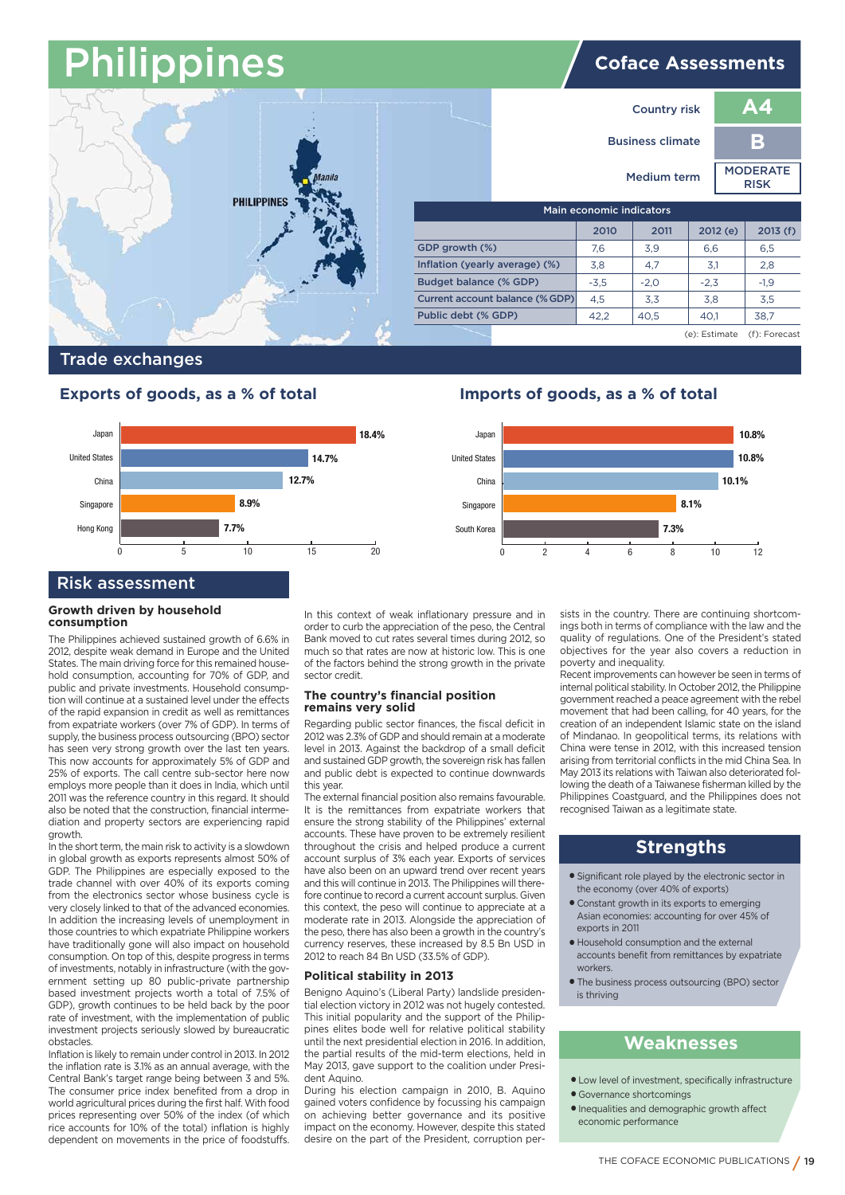# Philippines

## Coface Assessments

| | |
|---|---|
| Country risk | A4 |
| Business climate | B |
| Medium term | MODERATE RISK |

PHILIPPINES

Manila

| Main economic indicators | 2010 | 2011 | 2012 (e) | 2013 (f) |
|---|---|---|---|---|
| GDP growth (%) | 7,6 | 3,9 | 6,6 | 6,5 |
| Inflation (yearly average) (%) | 3,8 | 4,7 | 3,1 | 2,8 |
| Budget balance (% GDP) | -3,5 | -2,0 | -2,3 | -1,9 |
| Current account balance (% GDP) | 4,5 | 3,3 | 3,8 | 3,5 |
| Public debt (% GDP) | 42,2 | 40,5 | 40,1 | 38,7 |

(e): Estimate (f): Forecast

## Trade exchanges

### Exports of goods, as a % of total

| Country | % |
|---|---|
| Japan | 18.4% |
| United States | 14.7% |
| China | 12.7% |
| Singapore | 8.9% |
| Hong Kong | 7.7% |

### Imports of goods, as a % of total

| Country | % |
|---|---|
| Japan | 10.8% |
| United States | 10.8% |
| China | 10.1% |
| Singapore | 8.1% |
| South Korea | 7.3% |

## Risk assessment

### Growth driven by household consumption

The Philippines achieved sustained growth of 6.6% in 2012, despite weak demand in Europe and the United States. The main driving force for this remained household consumption, accounting for 70% of GDP, and public and private investments. Household consumption will continue at a sustained level under the effects of the rapid expansion in credit as well as remittances from expatriate workers (over 7% of GDP). In terms of supply, the business process outsourcing (BPO) sector has seen very strong growth over the last ten years. This now accounts for approximately 5% of GDP and 25% of exports. The call centre sub-sector here now employs more people than it does in India, which until 2011 was the reference country in this regard. It should also be noted that the construction, financial intermediation and property sectors are experiencing rapid growth.

In the short term, the main risk to activity is a slowdown in global growth as exports represents almost 50% of GDP. The Philippines are especially exposed to the trade channel with over 40% of its exports coming from the electronics sector whose business cycle is very closely linked to that of the advanced economies. In addition the increasing levels of unemployment in those countries to which expatriate Philippine workers have traditionally gone will also impact on household consumption. On top of this, despite progress in terms of investments, notably in infrastructure (with the government setting up 80 public-private partnership based investment projects worth a total of 7.5% of GDP), growth continues to be held back by the poor rate of investment, with the implementation of public investment projects seriously slowed by bureaucratic obstacles.

Inflation is likely to remain under control in 2013. In 2012 the inflation rate is 3.1% as an annual average, with the Central Bank's target range being between 3 and 5%. The consumer price index benefited from a drop in world agricultural prices during the first half. With food prices representing over 50% of the index (of which rice accounts for 10% of the total) inflation is highly dependent on movements in the price of foodstuffs. In this context of weak inflationary pressure and in order to curb the appreciation of the peso, the Central Bank moved to cut rates several times during 2012, so much so that rates are now at historic low. This is one of the factors behind the strong growth in the private sector credit.

### The country's financial position remains very solid

Regarding public sector finances, the fiscal deficit in 2012 was 2.3% of GDP and should remain at a moderate level in 2013. Against the backdrop of a small deficit and sustained GDP growth, the sovereign risk has fallen and public debt is expected to continue downwards this year.

The external financial position also remains favourable. It is the remittances from expatriate workers that ensure the strong stability of the Philippines' external accounts. These have proven to be extremely resilient throughout the crisis and helped produce a current account surplus of 3% each year. Exports of services have also been on an upward trend over recent years and this will continue in 2013. The Philippines will therefore continue to record a current account surplus. Given this context, the peso will continue to appreciate at a moderate rate in 2013. Alongside the appreciation of the peso, there has also been a growth in the country's currency reserves, these increased by 8.5 Bn USD in 2012 to reach 84 Bn USD (33.5% of GDP).

### Political stability in 2013

Benigno Aquino's (Liberal Party) landslide presidential election victory in 2012 was not hugely contested. This initial popularity and the support of the Philippines elites bode well for relative political stability until the next presidential election in 2016. In addition, the partial results of the mid-term elections, held in May 2013, gave support to the coalition under President Aquino.

During his election campaign in 2010, B. Aquino gained voters confidence by focussing his campaign on achieving better governance and its positive impact on the economy. However, despite this stated desire on the part of the President, corruption persists in the country. There are continuing shortcomings both in terms of compliance with the law and the quality of regulations. One of the President's stated objectives for the year also covers a reduction in poverty and inequality.

Recent improvements can however be seen in terms of internal political stability. In October 2012, the Philippine government reached a peace agreement with the rebel movement that had been calling, for 40 years, for the creation of an independent Islamic state on the island of Mindanao. In geopolitical terms, its relations with China were tense in 2012, with this increased tension arising from territorial conflicts in the mid China Sea. In May 2013 its relations with Taiwan also deteriorated following the death of a Taiwanese fisherman killed by the Philippines Coastguard, and the Philippines does not recognised Taiwan as a legitimate state.

## Strengths

- Significant role played by the electronic sector in the economy (over 40% of exports)
- Constant growth in its exports to emerging Asian economies: accounting for over 45% of exports in 2011
- Household consumption and the external accounts benefit from remittances by expatriate workers.
- The business process outsourcing (BPO) sector is thriving

## Weaknesses

- Low level of investment, specifically infrastructure
- Governance shortcomings
- Inequalities and demographic growth affect economic performance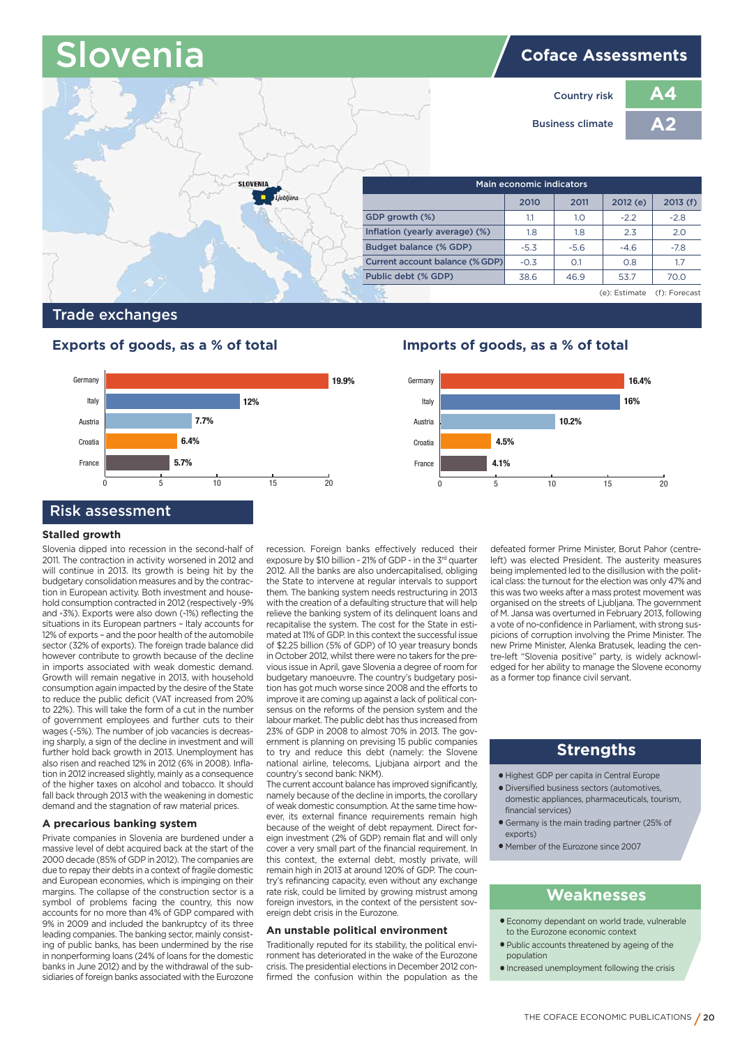# Slovenia

## Coface Assessments

| | |
|---|---|
| Country risk | A4 |
| Business climate | A2 |

SLOVENIA

Ljubljana

| Main economic indicators | 2010 | 2011 | 2012 (e) | 2013 (f) |
|---|---|---|---|---|
| GDP growth (%) | 1.1 | 1.0 | -2.2 | -2.8 |
| Inflation (yearly average) (%) | 1.8 | 1.8 | 2.3 | 2.0 |
| Budget balance (% GDP) | -5.3 | -5.6 | -4.6 | -7.8 |
| Current account balance (% GDP) | -0.3 | 0.1 | 0.8 | 1.7 |
| Public debt (% GDP) | 38.6 | 46.9 | 53.7 | 70.0 |

(e): Estimate (f): Forecast

## Trade exchanges

### Exports of goods, as a % of total

| Country | % |
|---|---|
| Germany | 19.9% |
| Italy | 12% |
| Austria | 7.7% |
| Croatia | 6.4% |
| France | 5.7% |

### Imports of goods, as a % of total

| Country | % |
|---|---|
| Germany | 16.4% |
| Italy | 16% |
| Austria | 10.2% |
| Croatia | 4.5% |
| France | 4.1% |

## Risk assessment

### Stalled growth

Slovenia dipped into recession in the second-half of 2011. The contraction in activity worsened in 2012 and will continue in 2013. Its growth is being hit by the budgetary consolidation measures and by the contraction in European activity. Both investment and household consumption contracted in 2012 (respectively -9% and -3%). Exports were also down (-1%) reflecting the situations in its European partners – Italy accounts for 12% of exports – and the poor health of the automobile sector (32% of exports). The foreign trade balance did however contribute to growth because of the decline in imports associated with weak domestic demand. Growth will remain negative in 2013, with household consumption again impacted by the desire of the State to reduce the public deficit (VAT increased from 20% to 22%). This will take the form of a cut in the number of government employees and further cuts to their wages (-5%). The number of job vacancies is decreasing sharply, a sign of the decline in investment and will further hold back growth in 2013. Unemployment has also risen and reached 12% in 2012 (6% in 2008). Inflation in 2012 increased slightly, mainly as a consequence of the higher taxes on alcohol and tobacco. It should fall back through 2013 with the weakening in domestic demand and the stagnation of raw material prices.

### A precarious banking system

Private companies in Slovenia are burdened under a massive level of debt acquired back at the start of the 2000 decade (85% of GDP in 2012). The companies are due to repay their debts in a context of fragile domestic and European economies, which is impinging on their margins. The collapse of the construction sector is a symbol of problems facing the country, this now accounts for no more than 4% of GDP compared with 9% in 2009 and included the bankruptcy of its three leading companies. The banking sector, mainly consisting of public banks, has been undermined by the rise in nonperforming loans (24% of loans for the domestic banks in June 2012) and by the withdrawal of the subsidiaries of foreign banks associated with the Eurozone recession. Foreign banks effectively reduced their exposure by $10 billion - 21% of GDP - in the 3rd quarter 2012. All the banks are also undercapitalised, obliging the State to intervene at regular intervals to support them. The banking system needs restructuring in 2013 with the creation of a defaulting structure that will help relieve the banking system of its delinquent loans and recapitalise the system. The cost for the State in estimated at 11% of GDP. In this context the successful issue of $2.25 billion (5% of GDP) of 10 year treasury bonds in October 2012, whilst there were no takers for the previous issue in April, gave Slovenia a degree of room for budgetary manoeuvre. The country's budgetary position has got much worse since 2008 and the efforts to improve it are coming up against a lack of political consensus on the reforms of the pension system and the labour market. The public debt has thus increased from 23% of GDP in 2008 to almost 70% in 2013. The government is planning on previsring 15 public companies to try and reduce this debt (namely: the Slovene national airline, telecoms, Ljubjana airport and the country's second bank: NKM).

The current account balance has improved significantly, namely because of the decline in imports, the corollary of weak domestic consumption. At the same time however, its external finance requirements remain high because of the weight of debt repayment. Direct foreign investment (2% of GDP) remain flat and will only cover a very small part of the financial requirement. In this context, the external debt, mostly private, will remain high in 2013 at around 120% of GDP. The country's refinancing capacity, even without any exchange rate risk, could be limited by growing mistrust among foreign investors, in the context of the persistent sovereign debt crisis in the Eurozone.

### An unstable political environment

Traditionally reputed for its stability, the political environment has deteriorated in the wake of the Eurozone crisis. The presidential elections in December 2012 confirmed the confusion within the population as the defeated former Prime Minister, Borut Pahor (centre-left) was elected President. The austerity measures being implemented led to the disillusion with the political class: the turnout for the election was only 47% and this was two weeks after a mass protest movement was organised on the streets of Ljubljana. The government of M. Jansa was overturned in February 2013, following a vote of no-confidence in Parliament, with strong suspicions of corruption involving the Prime Minister. The new Prime Minister, Alenka Bratusek, leading the centre-left "Slovenia positive" party, is widely acknowledged for her ability to manage the Slovene economy as a former top finance civil servant.

## Strengths

- Highest GDP per capita in Central Europe
- Diversified business sectors (automotives, domestic appliances, pharmaceuticals, tourism, financial services)
- Germany is the main trading partner (25% of exports)
- Member of the Eurozone since 2007

## Weaknesses

- Economy dependant on world trade, vulnerable to the Eurozone economic context
- Public accounts threatened by ageing of the population
- Increased unemployment following the crisis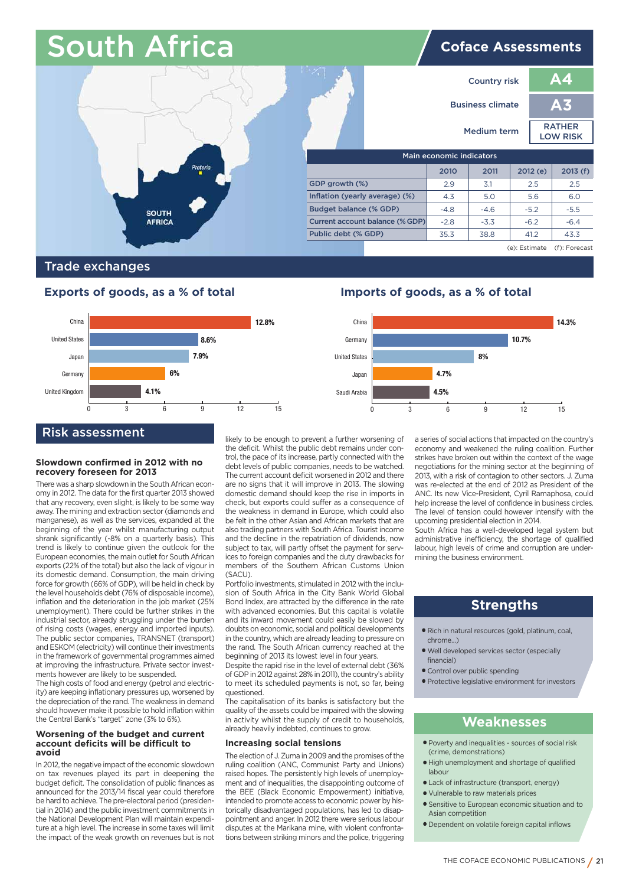# South Africa

## Coface Assessments

| | |
|---|---|
| Country risk | A4 |
| Business climate | A3 |
| Medium term | RATHER LOW RISK |

**Main economic indicators**

| | 2010 | 2011 | 2012 (e) | 2013 (f) |
|---|---|---|---|---|
| GDP growth (%) | 2.9 | 3.1 | 2.5 | 2.5 |
| Inflation (yearly average) (%) | 4.3 | 5.0 | 5.6 | 6.0 |
| Budget balance (% GDP) | -4.8 | -4.6 | -5.2 | -5.5 |
| Current account balance (% GDP) | -2.8 | -3.3 | -6.2 | -6.4 |
| Public debt (% GDP) | 35.3 | 38.8 | 41.2 | 43.3 |

(e): Estimate (f): Forecast

## Trade exchanges

### Exports of goods, as a % of total

| Country | % |
|---|---|
| China | 12.8% |
| United States | 8.6% |
| Japan | 7.9% |
| Germany | 6% |
| United Kingdom | 4.1% |

### Imports of goods, as a % of total

| Country | % |
|---|---|
| China | 14.3% |
| Germany | 10.7% |
| United States | 8% |
| Japan | 4.7% |
| Saudi Arabia | 4.5% |

## Risk assessment

### Slowdown confirmed in 2012 with no recovery foreseen for 2013

There was a sharp slowdown in the South African economy in 2012. The data for the first quarter 2013 showed that any recovery, even slight, is likely to be some way away. The mining and extraction sector (diamonds and manganese), as well as the services, expanded at the beginning of the year whilst manufacturing output shrank significantly (-8% on a quarterly basis). This trend is likely to continue given the outlook for the European economies, the main outlet for South African exports (22% of the total) but also the lack of vigour in its domestic demand. Consumption, the main driving force for growth (66% of GDP), will be held in check by the level households debt (76% of disposable income), inflation and the deterioration in the job market (25% unemployment). There could be further strikes in the industrial sector, already struggling under the burden of rising costs (wages, energy and imported inputs). The public sector companies, TRANSNET (transport) and ESKOM (electricity) will continue their investments in the framework of governmental programmes aimed at improving the infrastructure. Private sector investments however are likely to be suspended.

The high costs of food and energy (petrol and electricity) are keeping inflationary pressures up, worsened by the depreciation of the rand. The weakness in demand should however make it possible to hold inflation within the Central Bank's "target" zone (3% to 6%).

### Worsening of the budget and current account deficits will be difficult to avoid

In 2012, the negative impact of the economic slowdown on tax revenues played its part in deepening the budget deficit. The consolidation of public finances as announced for the 2013/14 fiscal year could therefore be hard to achieve. The pre-electoral period (presidential in 2014) and the public investment commitments in the National Development Plan will maintain expenditure at a high level. The increase in some taxes will limit the impact of the weak growth on revenues but is not likely to be enough to prevent a further worsening of the deficit. Whilst the public debt remains under control, the pace of its increase, partly connected with the debt levels of public companies, needs to be watched.

The current account deficit worsened in 2012 and there are no signs that it will improve in 2013. The slowing domestic demand should keep the rise in imports in check, but exports could suffer as a consequence of the weakness in demand in Europe, which could also be felt in the other Asian and African markets that are also trading partners with South Africa. Tourist income and the decline in the repatriation of dividends, now subject to tax, will partly offset the payment for services to foreign companies and the duty drawbacks for members of the Southern African Customs Union (SACU).

Portfolio investments, stimulated in 2012 with the inclusion of South Africa in the City Bank World Global Bond Index, are attracted by the difference in the rate with advanced economies. But this capital is volatile and its inward movement could easily be slowed by doubts on economic, social and political developments in the country, which are already leading to pressure on the rand. The South African currency reached at the beginning of 2013 its lowest level in four years.

Despite the rapid rise in the level of external debt (36% of GDP in 2012 against 28% in 2011), the country's ability to meet its scheduled payments is not, so far, being questioned.

The capitalisation of its banks is satisfactory but the quality of the assets could be impaired with the slowing in activity whilst the supply of credit to households, already heavily indebted, continues to grow.

### Increasing social tensions

The election of J. Zuma in 2009 and the promises of the ruling coalition (ANC, Communist Party and Unions) raised hopes. The persistently high levels of unemployment and of inequalities, the disappointing outcome of the BEE (Black Economic Empowerment) initiative, intended to promote access to economic power by historically disadvantaged populations, has led to disappointment and anger. In 2012 there were serious labour disputes at the Marikana mine, with violent confrontations between striking minors and the police, triggering a series of social actions that impacted on the country's economy and weakened the ruling coalition. Further strikes have broken out within the context of the wage negotiations for the mining sector at the beginning of 2013, with a risk of contagion to other sectors. J. Zuma was re-elected at the end of 2012 as President of the ANC. Its new Vice-President, Cyril Ramaphosa, could help increase the level of confidence in business circles. The level of tension could however intensify with the upcoming presidential election in 2014.

South Africa has a well-developed legal system but administrative inefficiency, the shortage of qualified labour, high levels of crime and corruption are undermining the business environment.

## Strengths

- Rich in natural resources (gold, platinum, coal, chrome...)
- Well developed services sector (especially financial)
- Control over public spending
- Protective legislative environment for investors

## Weaknesses

- Poverty and inequalities - sources of social risk (crime, demonstrations)
- High unemployment and shortage of qualified labour
- Lack of infrastructure (transport, energy)
- Vulnerable to raw materials prices
- Sensitive to European economic situation and to Asian competition
- Dependent on volatile foreign capital inflows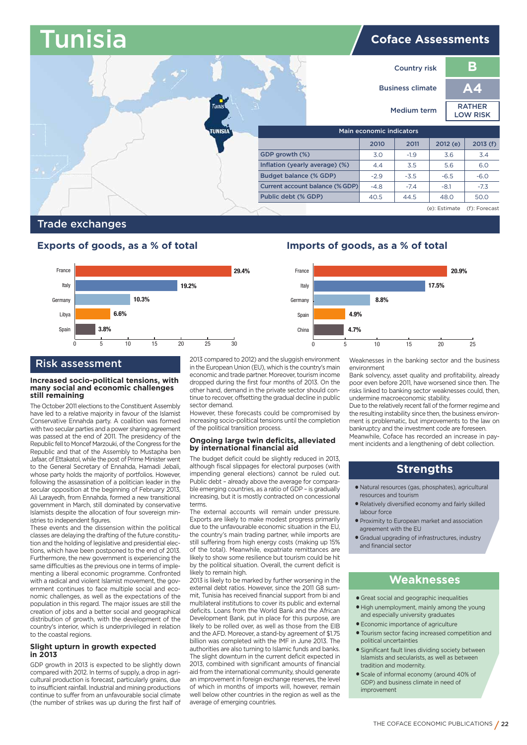# Tunisia

## Coface Assessments

| | |
|---|---|
| Country risk | B |
| Business climate | A4 |
| Medium term | RATHER LOW RISK |

| Main economic indicators | 2010 | 2011 | 2012 (e) | 2013 (f) |
|---|---|---|---|---|
| GDP growth (%) | 3.0 | -1.9 | 3.6 | 3.4 |
| Inflation (yearly average) (%) | 4.4 | 3.5 | 5.6 | 6.0 |
| Budget balance (% GDP) | -2.9 | -3.5 | -6.5 | -6.0 |
| Current account balance (% GDP) | -4.8 | -7.4 | -8.1 | -7.3 |
| Public debt (% GDP) | 40.5 | 44.5 | 48.0 | 50.0 |

(e): Estimate (f): Forecast

## Trade exchanges

### Exports of goods, as a % of total

| Country | % |
|---|---|
| France | 29.4% |
| Italy | 19.2% |
| Germany | 10.3% |
| Libya | 6.6% |
| Spain | 3.8% |

### Imports of goods, as a % of total

| Country | % |
|---|---|
| France | 20.9% |
| Italy | 17.5% |
| Germany | 8.8% |
| Spain | 4.9% |
| China | 4.7% |

## Risk assessment

### Increased socio-political tensions, with many social and economic challenges still remaining

The October 2011 elections to the Constituent Assembly have led to a relative majority in favour of the Islamist Conservative Ennahda party. A coalition was formed with two secular parties and a power sharing agreement was passed at the end of 2011. The presidency of the Republic fell to Moncef Marzouki, of the Congress for the Republic and that of the Assembly to Mustapha ben Jafaar, of Ettakatol, while the post of Prime Minister went to the General Secretary of Ennahda, Hamadi Jebali, whose party holds the majority of portfolios. However, following the assassination of a politician leader in the secular opposition at the beginning of February 2013, Ali Larayedh, from Ennahda, formed a new transitional government in March, still dominated by conservative Islamists despite the allocation of four sovereign ministries to independent figures.

These events and the dissension within the political classes are delaying the drafting of the future constitution and the holding of legislative and presidential elections, which have been postponed to the end of 2013. Furthermore, the new government is experiencing the same difficulties as the previous one in terms of implementing a liberal economic programme. Confronted with a radical and violent Islamist movement, the government continues to face multiple social and economic challenges, as well as the expectations of the population in this regard. The major issues are still the creation of jobs and a better social and geographical distribution of growth, with the development of the country's interior, which is underprivileged in relation to the coastal regions.

### Slight upturn in growth expected in 2013

GDP growth in 2013 is expected to be slightly down compared with 2012. In terms of supply, a drop in agricultural production is forecast, particularly grains, due to insufficient rainfall. Industrial and mining productions continue to suffer from an unfavourable social climate (the number of strikes was up during the first half of 2013 compared to 2012) and the sluggish environment in the European Union (EU), which is the country's main economic and trade partner. Moreover, tourism income dropped during the first four months of 2013. On the other hand, demand in the private sector should continue to recover, offsetting the gradual decline in public sector demand.

However, these forecasts could be compromised by increasing socio-political tensions until the completion of the political transition process.

### Ongoing large twin deficits, alleviated by international financial aid

The budget deficit could be slightly reduced in 2013, although fiscal slippages for electoral purposes (with impending general elections) cannot be ruled out. Public debt – already above the average for comparable emerging countries, as a ratio of GDP – is gradually increasing, but it is mostly contracted on concessional terms.

The external accounts will remain under pressure. Exports are likely to make modest progress primarily due to the unfavourable economic situation in the EU, the country's main trading partner, while imports are still suffering from high energy costs (making up 15% of the total). Meanwhile, expatriate remittances are likely to show some resilience but tourism could be hit by the political situation. Overall, the current deficit is likely to remain high.

2013 is likely to be marked by further worsening in the external debt ratios. However, since the 2011 G8 summit, Tunisia has received financial support from bi and multilateral institutions to cover its public and external deficits. Loans from the World Bank and the African Development Bank, put in place for this purpose, are likely to be rolled over, as well as those from the EIB and the AFD. Moreover, a stand-by agreement of $1.75 billion was completed with the IMF in June 2013. The authorities are also turning to Islamic funds and banks. The slight downturn in the current deficit expected in 2013, combined with significant amounts of financial aid from the international community, should generate an improvement in foreign exchange reserves, the level of which in months of imports will, however, remain well below other countries in the region as well as the average of emerging countries.

Weaknesses in the banking sector and the business environment

Bank solvency, asset quality and profitability, already poor even before 2011, have worsened since then. The risks linked to banking sector weaknesses could, then, undermine macroeconomic stability.

Due to the relatively recent fall of the former regime and the resulting instability since then, the business environment is problematic, but improvements to the law on bankruptcy and the investment code are foreseen. Meanwhile, Coface has recorded an increase in payment incidents and a lengthening of debt collection.

## Strengths

- Natural resources (gas, phosphates), agricultural resources and tourism
- Relatively diversified economy and fairly skilled labour force
- Proximity to European market and association agreement with the EU
- Gradual upgrading of infrastructures, industry and financial sector

## Weaknesses

- Great social and geographic inequalities
- High unemployment, mainly among the young and especially university graduates
- Economic importance of agriculture
- Tourism sector facing increased competition and political uncertainties
- Significant fault lines dividing society between Islamists and secularists, as well as between tradition and modernity.
- Scale of informal economy (around 40% of GDP) and business climate in need of improvement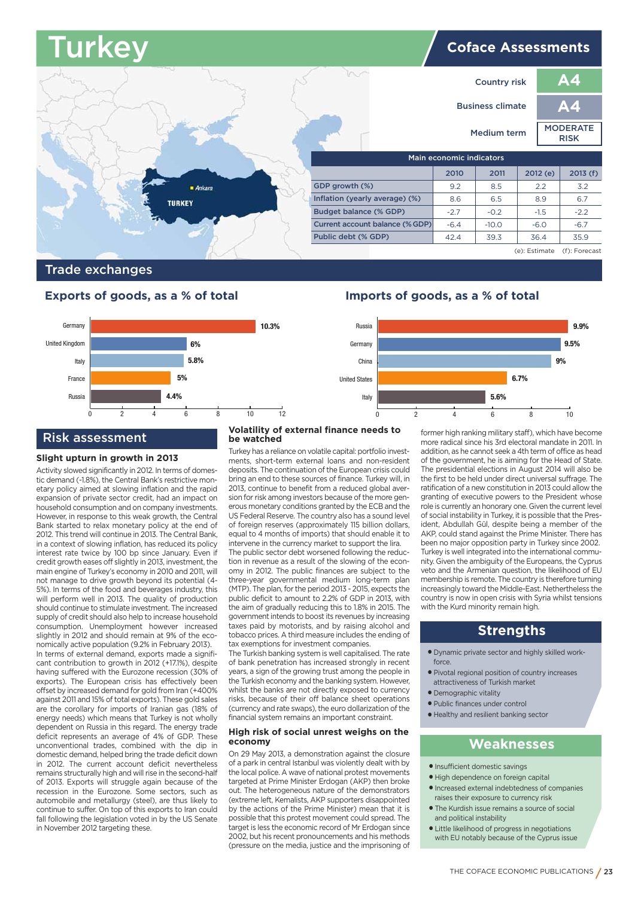# Turkey

## Coface Assessments

| | |
|---|---|
| Country risk | A4 |
| Business climate | A4 |
| Medium term | MODERATE RISK |

TURKEY
Ankara

| Main economic indicators | 2010 | 2011 | 2012 (e) | 2013 (f) |
|---|---|---|---|---|
| GDP growth (%) | 9.2 | 8.5 | 2.2 | 3.2 |
| Inflation (yearly average) (%) | 8.6 | 6.5 | 8.9 | 6.7 |
| Budget balance (% GDP) | -2.7 | -0.2 | -1.5 | -2.2 |
| Current account balance (% GDP) | -6.4 | -10.0 | -6.0 | -6.7 |
| Public debt (% GDP) | 42.4 | 39.3 | 36.4 | 35.9 |

(e): Estimate (f): Forecast

## Trade exchanges

### Exports of goods, as a % of total

Germany 10.3%
United Kingdom 6%
Italy 5.8%
France 5%
Russia 4.4%
0 2 4 6 8 10 12

### Imports of goods, as a % of total

Russia 9.9%
Germany 9.5%
China 9%
United States 6.7%
Italy 5.6%
0 2 4 6 8 10

## Risk assessment

### Slight upturn in growth in 2013

Activity slowed significantly in 2012. In terms of domestic demand (-1.8%), the Central Bank's restrictive monetary policy aimed at slowing inflation and the rapid expansion of private sector credit, had an impact on household consumption and on company investments. However, in response to this weak growth, the Central Bank started to relax monetary policy at the end of 2012. This trend will continue in 2013. The Central Bank, in a context of slowing inflation, has reduced its policy interest rate twice by 100 bp since January. Even if credit growth eases off slightly in 2013, investment, the main engine of Turkey's economy in 2010 and 2011, will not manage to drive growth beyond its potential (4-5%). In terms of the food and beverages industry, this will perform well in 2013. The quality of production should continue to stimulate investment. The increased supply of credit should also help to increase household consumption. Unemployment however increased slightly in 2012 and should remain at 9% of the economically active population (9.2% in February 2013).

In terms of external demand, exports made a significant contribution to growth in 2012 (+17.1%), despite having suffered with the Eurozone recession (30% of exports). The European crisis has effectively been offset by increased demand for gold from Iran (+400% against 2011 and 15% of total exports). These gold sales are the corollary for imports of Iranian gas (18% of energy needs) which means that Turkey is not wholly dependent on Russia in this regard. The energy trade deficit represents an average of 4% of GDP. These unconventional trades, combined with the dip in domestic demand, helped bring the trade deficit down in 2012. The current account deficit nevertheless remains structurally high and will rise in the second-half of 2013. Exports will struggle again because of the recession in the Eurozone. Some sectors, such as automobile and metallurgy (steel), are thus likely to continue to suffer. On top of this exports to Iran could fall following the legislation voted in by the US Senate in November 2012 targeting these.

### Volatility of external finance needs to be watched

Turkey has a reliance on volatile capital: portfolio investments, short-term external loans and non-resident deposits. The continuation of the European crisis could bring an end to these sources of finance. Turkey will, in 2013, continue to benefit from a reduced global aversion for risk among investors because of the more generous monetary conditions granted by the ECB and the US Federal Reserve. The country also has a sound level of foreign reserves (approximately 115 billion dollars, equal to 4 months of imports) that should enable it to intervene in the currency market to support the lira.

The public sector debt worsened following the reduction in revenue as a result of the slowing of the economy in 2012. The public finances are subject to the three-year governmental medium long-term plan (MTP). The plan, for the period 2013 - 2015, expects the public deficit to amount to 2.2% of GDP in 2013, with the aim of gradually reducing this to 1.8% in 2015. The government intends to boost its revenues by increasing taxes paid by motorists, and by raising alcohol and tobacco prices. A third measure includes the ending of tax exemptions for investment companies.

The Turkish banking system is well capitalised. The rate of bank penetration has increased strongly in recent years, a sign of the growing trust among the people in the Turkish economy and the banking system. However, whilst the banks are not directly exposed to currency risks, because of their off balance sheet operations (currency and rate swaps), the euro dollarization of the financial system remains an important constraint.

### High risk of social unrest weighs on the economy

On 29 May 2013, a demonstration against the closure of a park in central Istanbul was violently dealt with by the local police. A wave of national protest movements targeted at Prime Minister Erdogan (AKP) then broke out. The heterogeneous nature of the demonstrators (extreme left, Kemalists, AKP supporters disappointed by the actions of the Prime Minister) mean that it is possible that this protest movement could spread. The target is less the economic record of Mr Erdogan since 2002, but his recent pronouncements and his methods (pressure on the media, justice and the imprisoning of former high ranking military staff), which have become more radical since his 3rd electoral mandate in 2011. In addition, as he cannot seek a 4th term of office as head of the government, he is aiming for the Head of State. The presidential elections in August 2014 will also be the first to be held under direct universal suffrage. The ratification of a new constitution in 2013 could allow the granting of executive powers to the President whose role is currently an honorary one. Given the current level of social instability in Turkey, it is possible that the President, Abdullah Gül, despite being a member of the AKP, could stand against the Prime Minister. There has been no major opposition party in Turkey since 2002.

Turkey is well integrated into the international community. Given the ambiguity of the Europeans, the Cyprus veto and the Armenian question, the likelihood of EU membership is remote. The country is therefore turning increasingly toward the Middle-East. Nethertheless the country is now in open crisis with Syria whilst tensions with the Kurd minority remain high.

## Strengths

- Dynamic private sector and highly skilled workforce.
- Pivotal regional position of country increases attractiveness of Turkish market
- Demographic vitality
- Public finances under control
- Healthy and resilient banking sector

## Weaknesses

- Insufficient domestic savings
- High dependence on foreign capital
- Increased external indebtedness of companies raises their exposure to currency risk
- The Kurdish issue remains a source of social and political instability
- Little likelihood of progress in negotiations with EU notably because of the Cyprus issue